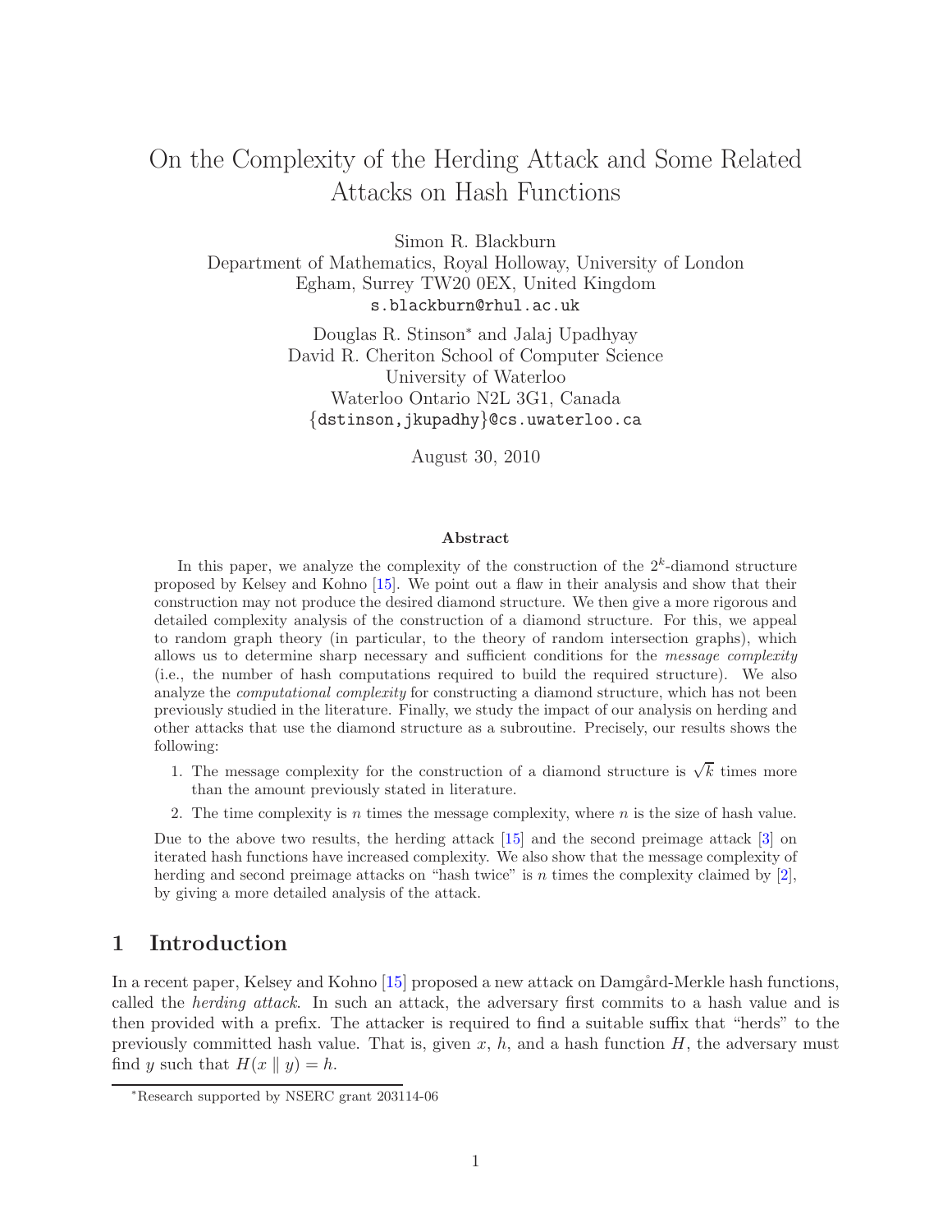# On the Complexity of the Herding Attack and Some Related Attacks on Hash Functions

Simon R. Blackburn
Department of Mathematics, Royal Holloway, University of London
Egham, Surrey TW20 0EX, United Kingdom
`s.blackburn@rhul.ac.uk`

Douglas R. Stinson* and Jalaj Upadhyay
David R. Cheriton School of Computer Science
University of Waterloo
Waterloo Ontario N2L 3G1, Canada
`{dstinson,jkupadhy}@cs.uwaterloo.ca`

August 30, 2010

### Abstract

In this paper, we analyze the complexity of the construction of the $2^k$-diamond structure proposed by Kelsey and Kohno [15]. We point out a flaw in their analysis and show that their construction may not produce the desired diamond structure. We then give a more rigorous and detailed complexity analysis of the construction of a diamond structure. For this, we appeal to random graph theory (in particular, to the theory of random intersection graphs), which allows us to determine sharp necessary and sufficient conditions for the *message complexity* (i.e., the number of hash computations required to build the required structure). We also analyze the *computational complexity* for constructing a diamond structure, which has not been previously studied in the literature. Finally, we study the impact of our analysis on herding and other attacks that use the diamond structure as a subroutine. Precisely, our results shows the following:

1. The message complexity for the construction of a diamond structure is $\sqrt{k}$ times more than the amount previously stated in literature.
2. The time complexity is $n$ times the message complexity, where $n$ is the size of hash value.

Due to the above two results, the herding attack [15] and the second preimage attack [3] on iterated hash functions have increased complexity. We also show that the message complexity of herding and second preimage attacks on "hash twice" is $n$ times the complexity claimed by [2], by giving a more detailed analysis of the attack.

## 1 Introduction

In a recent paper, Kelsey and Kohno [15] proposed a new attack on Damgård-Merkle hash functions, called the *herding attack*. In such an attack, the adversary first commits to a hash value and is then provided with a prefix. The attacker is required to find a suitable suffix that "herds" to the previously committed hash value. That is, given $x$, $h$, and a hash function $H$, the adversary must find $y$ such that $H(x \parallel y) = h$.

*Research supported by NSERC grant 203114-06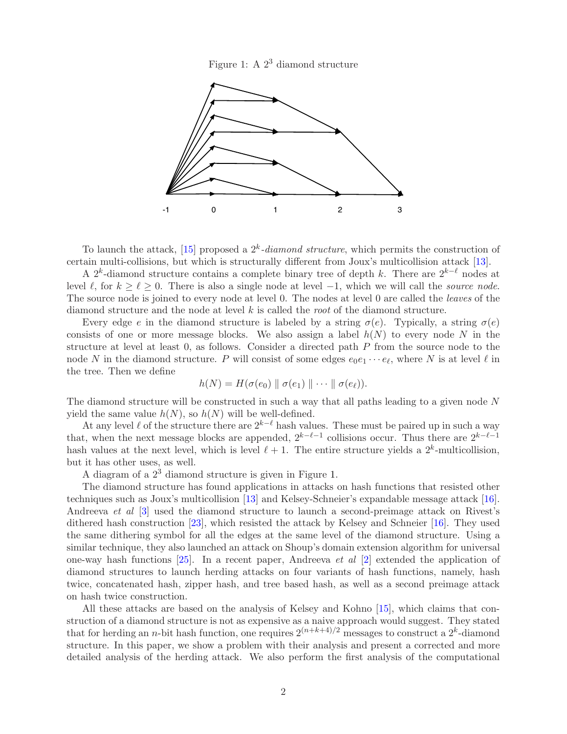Figure 1: A $2^3$ diamond structure

To launch the attack, [15] proposed a $2^k$-*diamond structure*, which permits the construction of certain multi-collisions, but which is structurally different from Joux's multicollision attack [13].

A $2^k$-diamond structure contains a complete binary tree of depth $k$. There are $2^{k-\ell}$ nodes at level $\ell$, for $k \geq \ell \geq 0$. There is also a single node at level $-1$, which we will call the *source node*. The source node is joined to every node at level 0. The nodes at level 0 are called the *leaves* of the diamond structure and the node at level $k$ is called the *root* of the diamond structure.

Every edge $e$ in the diamond structure is labeled by a string $\sigma(e)$. Typically, a string $\sigma(e)$ consists of one or more message blocks. We also assign a label $h(N)$ to every node $N$ in the structure at level at least 0, as follows. Consider a directed path $P$ from the source node to the node $N$ in the diamond structure. $P$ will consist of some edges $e_0 e_1 \cdots e_\ell$, where $N$ is at level $\ell$ in the tree. Then we define

$$h(N) = H(\sigma(e_0) \parallel \sigma(e_1) \parallel \cdots \parallel \sigma(e_\ell)).$$

The diamond structure will be constructed in such a way that all paths leading to a given node $N$ yield the same value $h(N)$, so $h(N)$ will be well-defined.

At any level $\ell$ of the structure there are $2^{k-\ell}$ hash values. These must be paired up in such a way that, when the next message blocks are appended, $2^{k-\ell-1}$ collisions occur. Thus there are $2^{k-\ell-1}$ hash values at the next level, which is level $\ell + 1$. The entire structure yields a $2^k$-multicollision, but it has other uses, as well.

A diagram of a $2^3$ diamond structure is given in Figure 1.

The diamond structure has found applications in attacks on hash functions that resisted other techniques such as Joux's multicollision [13] and Kelsey-Schneier's expandable message attack [16]. Andreeva *et al* [3] used the diamond structure to launch a second-preimage attack on Rivest's dithered hash construction [23], which resisted the attack by Kelsey and Schneier [16]. They used the same dithering symbol for all the edges at the same level of the diamond structure. Using a similar technique, they also launched an attack on Shoup's domain extension algorithm for universal one-way hash functions [25]. In a recent paper, Andreeva *et al* [2] extended the application of diamond structures to launch herding attacks on four variants of hash functions, namely, hash twice, concatenated hash, zipper hash, and tree based hash, as well as a second preimage attack on hash twice construction.

All these attacks are based on the analysis of Kelsey and Kohno [15], which claims that construction of a diamond structure is not as expensive as a naive approach would suggest. They stated that for herding an $n$-bit hash function, one requires $2^{(n+k+4)/2}$ messages to construct a $2^k$-diamond structure. In this paper, we show a problem with their analysis and present a corrected and more detailed analysis of the herding attack. We also perform the first analysis of the computational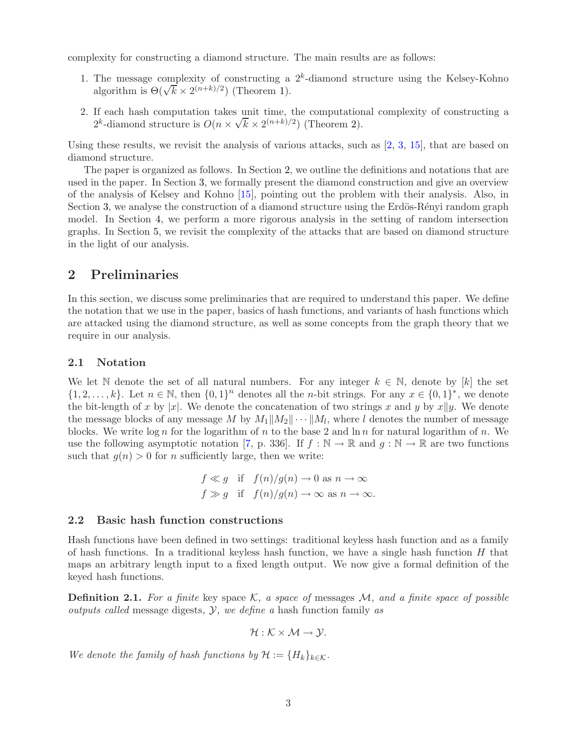complexity for constructing a diamond structure. The main results are as follows:

1. The message complexity of constructing a $2^k$-diamond structure using the Kelsey-Kohno algorithm is $\Theta(\sqrt{k} \times 2^{(n+k)/2})$ (Theorem 1).
2. If each hash computation takes unit time, the computational complexity of constructing a $2^k$-diamond structure is $O(n \times \sqrt{k} \times 2^{(n+k)/2})$ (Theorem 2).

Using these results, we revisit the analysis of various attacks, such as [2, 3, 15], that are based on diamond structure.

The paper is organized as follows. In Section 2, we outline the definitions and notations that are used in the paper. In Section 3, we formally present the diamond construction and give an overview of the analysis of Kelsey and Kohno [15], pointing out the problem with their analysis. Also, in Section 3, we analyse the construction of a diamond structure using the Erdös-Rényi random graph model. In Section 4, we perform a more rigorous analysis in the setting of random intersection graphs. In Section 5, we revisit the complexity of the attacks that are based on diamond structure in the light of our analysis.

## 2 Preliminaries

In this section, we discuss some preliminaries that are required to understand this paper. We define the notation that we use in the paper, basics of hash functions, and variants of hash functions which are attacked using the diamond structure, as well as some concepts from the graph theory that we require in our analysis.

### 2.1 Notation

We let $\mathbb{N}$ denote the set of all natural numbers. For any integer $k \in \mathbb{N}$, denote by $[k]$ the set $\{1, 2, \ldots, k\}$. Let $n \in \mathbb{N}$, then $\{0,1\}^n$ denotes all the $n$-bit strings. For any $x \in \{0,1\}^*$, we denote the bit-length of $x$ by $|x|$. We denote the concatenation of two strings $x$ and $y$ by $x\|y$. We denote the message blocks of any message $M$ by $M_1\|M_2\| \cdots \|M_l$, where $l$ denotes the number of message blocks. We write $\log n$ for the logarithm of $n$ to the base 2 and $\ln n$ for natural logarithm of $n$. We use the following asymptotic notation [7, p. 336]. If $f : \mathbb{N} \to \mathbb{R}$ and $g : \mathbb{N} \to \mathbb{R}$ are two functions such that $g(n) > 0$ for $n$ sufficiently large, then we write:

$$
\begin{aligned}
f \ll g \quad &\text{if} \quad f(n)/g(n) \to 0 \text{ as } n \to \infty \\
f \gg g \quad &\text{if} \quad f(n)/g(n) \to \infty \text{ as } n \to \infty.
\end{aligned}
$$

### 2.2 Basic hash function constructions

Hash functions have been defined in two settings: traditional keyless hash function and as a family of hash functions. In a traditional keyless hash function, we have a single hash function $H$ that maps an arbitrary length input to a fixed length output. We now give a formal definition of the keyed hash functions.

**Definition 2.1.** *For a finite* key space $\mathcal{K}$*, a space of* messages $\mathcal{M}$*, and a finite space of possible outputs called* message digests*,* $\mathcal{Y}$*, we define a* hash function family *as*

$$
\mathcal{H} : \mathcal{K} \times \mathcal{M} \to \mathcal{Y}.
$$

*We denote the family of hash functions by* $\mathcal{H} := \{H_k\}_{k \in \mathcal{K}}$*.*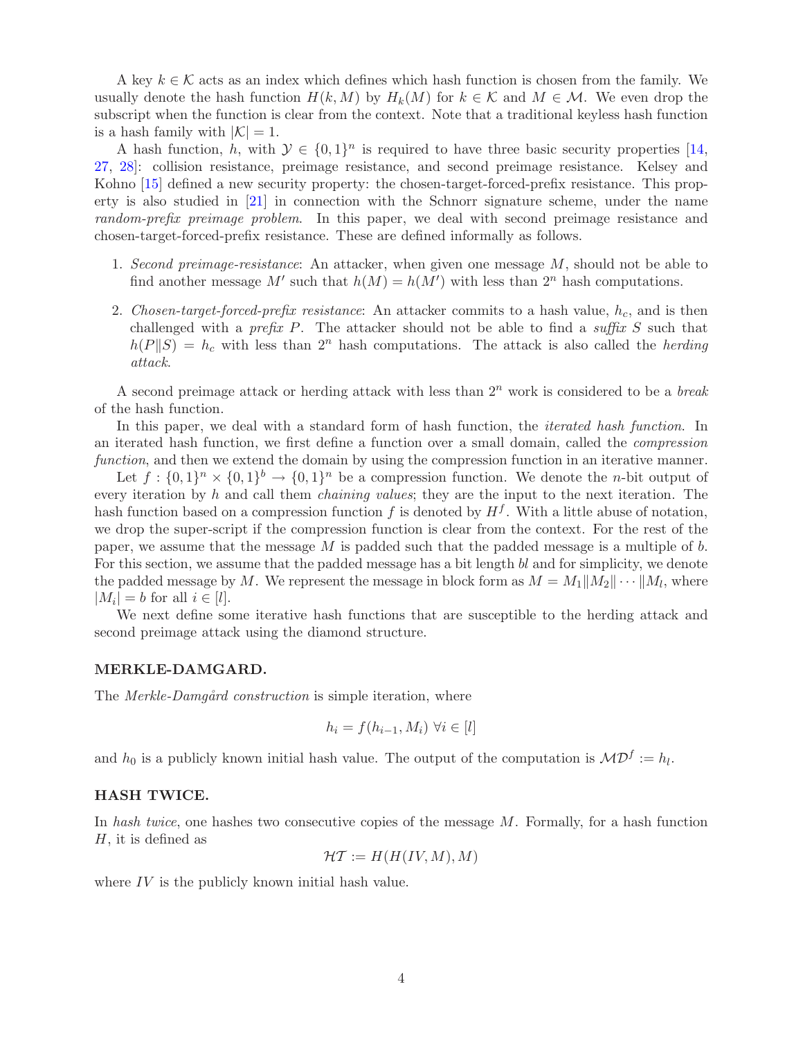A key $k \in \mathcal{K}$ acts as an index which defines which hash function is chosen from the family. We usually denote the hash function $H(k, M)$ by $H_k(M)$ for $k \in \mathcal{K}$ and $M \in \mathcal{M}$. We even drop the subscript when the function is clear from the context. Note that a traditional keyless hash function is a hash family with $|\mathcal{K}| = 1$.

A hash function, $h$, with $\mathcal{Y} \in \{0,1\}^n$ is required to have three basic security properties [14, 27, 28]: collision resistance, preimage resistance, and second preimage resistance. Kelsey and Kohno [15] defined a new security property: the chosen-target-forced-prefix resistance. This property is also studied in [21] in connection with the Schnorr signature scheme, under the name *random-prefix preimage problem*. In this paper, we deal with second preimage resistance and chosen-target-forced-prefix resistance. These are defined informally as follows.

1. *Second preimage-resistance*: An attacker, when given one message $M$, should not be able to find another message $M'$ such that $h(M) = h(M')$ with less than $2^n$ hash computations.

2. *Chosen-target-forced-prefix resistance*: An attacker commits to a hash value, $h_c$, and is then challenged with a *prefix* $P$. The attacker should not be able to find a *suffix* $S$ such that $h(P\|S) = h_c$ with less than $2^n$ hash computations. The attack is also called the *herding attack*.

A second preimage attack or herding attack with less than $2^n$ work is considered to be a *break* of the hash function.

In this paper, we deal with a standard form of hash function, the *iterated hash function*. In an iterated hash function, we first define a function over a small domain, called the *compression function*, and then we extend the domain by using the compression function in an iterative manner.

Let $f : \{0,1\}^n \times \{0,1\}^b \to \{0,1\}^n$ be a compression function. We denote the $n$-bit output of every iteration by $h$ and call them *chaining values*; they are the input to the next iteration. The hash function based on a compression function $f$ is denoted by $H^f$. With a little abuse of notation, we drop the super-script if the compression function is clear from the context. For the rest of the paper, we assume that the message $M$ is padded such that the padded message is a multiple of $b$. For this section, we assume that the padded message has a bit length $bl$ and for simplicity, we denote the padded message by $M$. We represent the message in block form as $M = M_1\|M_2\|\cdots\|M_l$, where $|M_i| = b$ for all $i \in [l]$.

We next define some iterative hash functions that are susceptible to the herding attack and second preimage attack using the diamond structure.

**MERKLE-DAMGARD.**

The *Merkle-Damgård construction* is simple iteration, where

$$h_i = f(h_{i-1}, M_i) \;\forall i \in [l]$$

and $h_0$ is a publicly known initial hash value. The output of the computation is $\mathcal{MD}^f := h_l$.

**HASH TWICE.**

In *hash twice*, one hashes two consecutive copies of the message $M$. Formally, for a hash function $H$, it is defined as

$$\mathcal{HT} := H(H(IV, M), M)$$

where $IV$ is the publicly known initial hash value.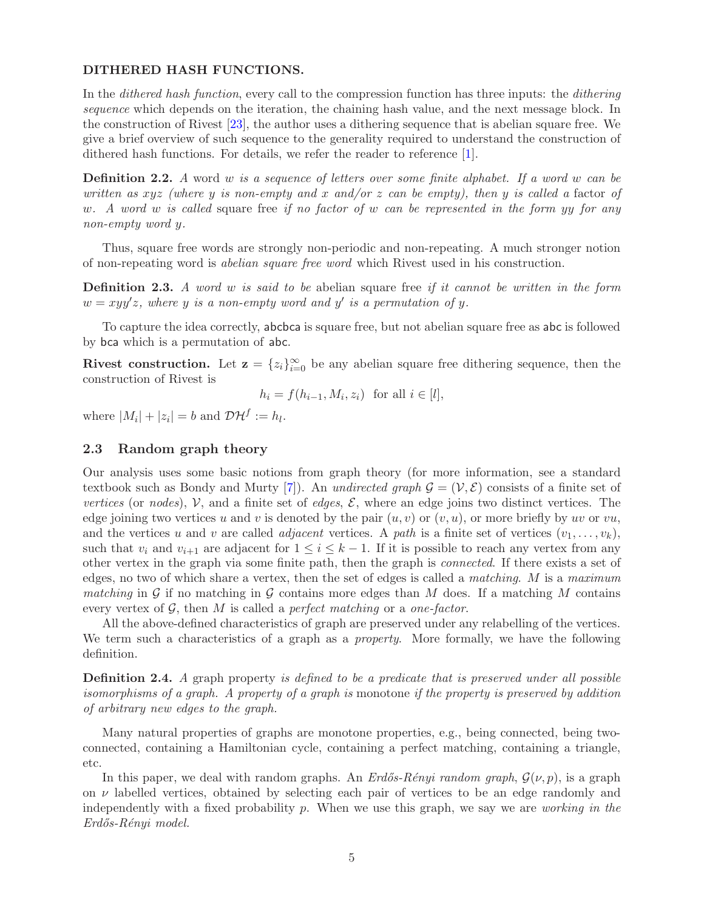**DITHERED HASH FUNCTIONS.**

In the *dithered hash function*, every call to the compression function has three inputs: the *dithering sequence* which depends on the iteration, the chaining hash value, and the next message block. In the construction of Rivest [23], the author uses a dithering sequence that is abelian square free. We give a brief overview of such sequence to the generality required to understand the construction of dithered hash functions. For details, we refer the reader to reference [1].

**Definition 2.2.** *A* word $w$ *is a sequence of letters over some finite alphabet. If a word $w$ can be written as $xyz$ (where $y$ is non-empty and $x$ and/or $z$ can be empty), then $y$ is called a* factor *of $w$. A word $w$ is called* square free *if no factor of $w$ can be represented in the form $yy$ for any non-empty word $y$.*

Thus, square free words are strongly non-periodic and non-repeating. A much stronger notion of non-repeating word is *abelian square free word* which Rivest used in his construction.

**Definition 2.3.** *A word $w$ is said to be* abelian square free *if it cannot be written in the form $w = xyy'z$, where $y$ is a non-empty word and $y'$ is a permutation of $y$.*

To capture the idea correctly, abcbca is square free, but not abelian square free as abc is followed by bca which is a permutation of abc.

**Rivest construction.** Let $\mathbf{z} = \{z_i\}_{i=0}^{\infty}$ be any abelian square free dithering sequence, then the construction of Rivest is

$$h_i = f(h_{i-1}, M_i, z_i) \text{ for all } i \in [l],$$

where $|M_i| + |z_i| = b$ and $\mathcal{DH}^f := h_l$.

## 2.3 Random graph theory

Our analysis uses some basic notions from graph theory (for more information, see a standard textbook such as Bondy and Murty [7]). An *undirected graph* $\mathcal{G} = (\mathcal{V}, \mathcal{E})$ consists of a finite set of *vertices* (or *nodes*), $\mathcal{V}$, and a finite set of *edges*, $\mathcal{E}$, where an edge joins two distinct vertices. The edge joining two vertices $u$ and $v$ is denoted by the pair $(u, v)$ or $(v, u)$, or more briefly by $uv$ or $vu$, and the vertices $u$ and $v$ are called *adjacent* vertices. A *path* is a finite set of vertices $(v_1, \ldots, v_k)$, such that $v_i$ and $v_{i+1}$ are adjacent for $1 \leq i \leq k-1$. If it is possible to reach any vertex from any other vertex in the graph via some finite path, then the graph is *connected*. If there exists a set of edges, no two of which share a vertex, then the set of edges is called a *matching*. $M$ is a *maximum matching* in $\mathcal{G}$ if no matching in $\mathcal{G}$ contains more edges than $M$ does. If a matching $M$ contains every vertex of $\mathcal{G}$, then $M$ is called a *perfect matching* or a *one-factor*.

All the above-defined characteristics of graph are preserved under any relabelling of the vertices. We term such a characteristics of a graph as a *property*. More formally, we have the following definition.

**Definition 2.4.** *A* graph property *is defined to be a predicate that is preserved under all possible isomorphisms of a graph. A property of a graph is* monotone *if the property is preserved by addition of arbitrary new edges to the graph.*

Many natural properties of graphs are monotone properties, e.g., being connected, being two-connected, containing a Hamiltonian cycle, containing a perfect matching, containing a triangle, etc.

In this paper, we deal with random graphs. An *Erdős-Rényi random graph*, $\mathcal{G}(\nu, p)$, is a graph on $\nu$ labelled vertices, obtained by selecting each pair of vertices to be an edge randomly and independently with a fixed probability $p$. When we use this graph, we say we are *working in the Erdős-Rényi model.*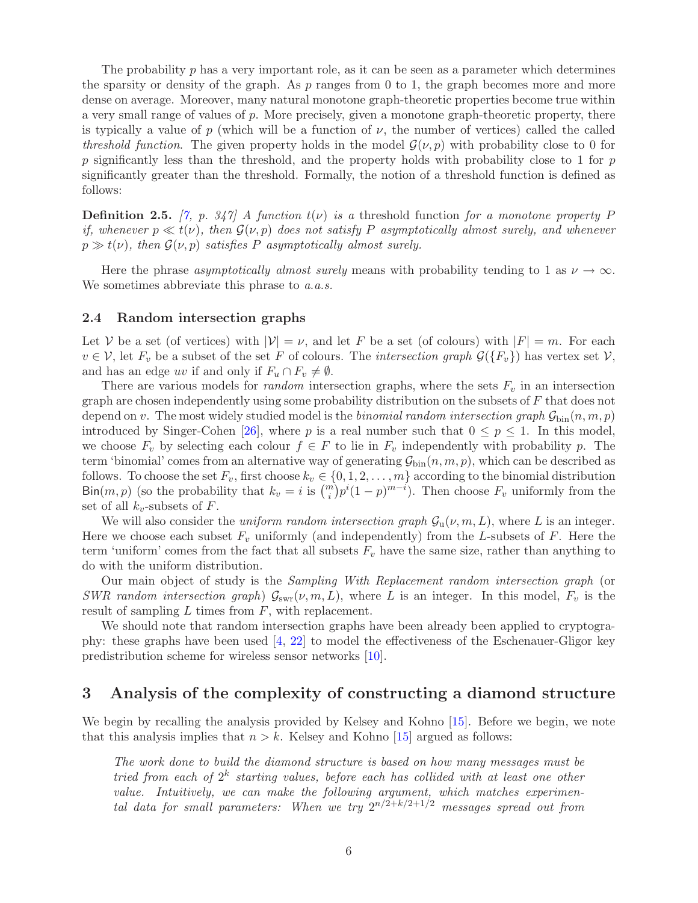The probability $p$ has a very important role, as it can be seen as a parameter which determines the sparsity or density of the graph. As $p$ ranges from 0 to 1, the graph becomes more and more dense on average. Moreover, many natural monotone graph-theoretic properties become true within a very small range of values of $p$. More precisely, given a monotone graph-theoretic property, there is typically a value of $p$ (which will be a function of $\nu$, the number of vertices) called the called *threshold function*. The given property holds in the model $\mathcal{G}(\nu, p)$ with probability close to 0 for $p$ significantly less than the threshold, and the property holds with probability close to 1 for $p$ significantly greater than the threshold. Formally, the notion of a threshold function is defined as follows:

**Definition 2.5.** *[7, p. 347] A function $t(\nu)$ is a* threshold function *for a monotone property $P$ if, whenever $p \ll t(\nu)$, then $\mathcal{G}(\nu, p)$ does not satisfy $P$ asymptotically almost surely, and whenever $p \gg t(\nu)$, then $\mathcal{G}(\nu, p)$ satisfies $P$ asymptotically almost surely.*

Here the phrase *asymptotically almost surely* means with probability tending to 1 as $\nu \to \infty$. We sometimes abbreviate this phrase to *a.a.s.*

### 2.4 Random intersection graphs

Let $\mathcal{V}$ be a set (of vertices) with $|\mathcal{V}| = \nu$, and let $F$ be a set (of colours) with $|F| = m$. For each $v \in \mathcal{V}$, let $F_v$ be a subset of the set $F$ of colours. The *intersection graph* $\mathcal{G}(\{F_v\})$ has vertex set $\mathcal{V}$, and has an edge $uv$ if and only if $F_u \cap F_v \neq \emptyset$.

There are various models for *random* intersection graphs, where the sets $F_v$ in an intersection graph are chosen independently using some probability distribution on the subsets of $F$ that does not depend on $v$. The most widely studied model is the *binomial random intersection graph* $\mathcal{G}_{\mathrm{bin}}(n, m, p)$ introduced by Singer-Cohen [26], where $p$ is a real number such that $0 \leq p \leq 1$. In this model, we choose $F_v$ by selecting each colour $f \in F$ to lie in $F_v$ independently with probability $p$. The term 'binomial' comes from an alternative way of generating $\mathcal{G}_{\mathrm{bin}}(n, m, p)$, which can be described as follows. To choose the set $F_v$, first choose $k_v \in \{0, 1, 2, \ldots, m\}$ according to the binomial distribution $\mathsf{Bin}(m, p)$ (so the probability that $k_v = i$ is $\binom{m}{i} p^i (1-p)^{m-i}$). Then choose $F_v$ uniformly from the set of all $k_v$-subsets of $F$.

We will also consider the *uniform random intersection graph* $\mathcal{G}_{\mathrm{u}}(\nu, m, L)$, where $L$ is an integer. Here we choose each subset $F_v$ uniformly (and independently) from the $L$-subsets of $F$. Here the term 'uniform' comes from the fact that all subsets $F_v$ have the same size, rather than anything to do with the uniform distribution.

Our main object of study is the *Sampling With Replacement random intersection graph* (or *SWR random intersection graph*) $\mathcal{G}_{\mathrm{swr}}(\nu, m, L)$, where $L$ is an integer. In this model, $F_v$ is the result of sampling $L$ times from $F$, with replacement.

We should note that random intersection graphs have been already been applied to cryptography: these graphs have been used [4, 22] to model the effectiveness of the Eschenauer-Gligor key predistribution scheme for wireless sensor networks [10].

## 3 Analysis of the complexity of constructing a diamond structure

We begin by recalling the analysis provided by Kelsey and Kohno [15]. Before we begin, we note that this analysis implies that $n > k$. Kelsey and Kohno [15] argued as follows:

> *The work done to build the diamond structure is based on how many messages must be tried from each of $2^k$ starting values, before each has collided with at least one other value. Intuitively, we can make the following argument, which matches experimental data for small parameters: When we try $2^{n/2+k/2+1/2}$ messages spread out from*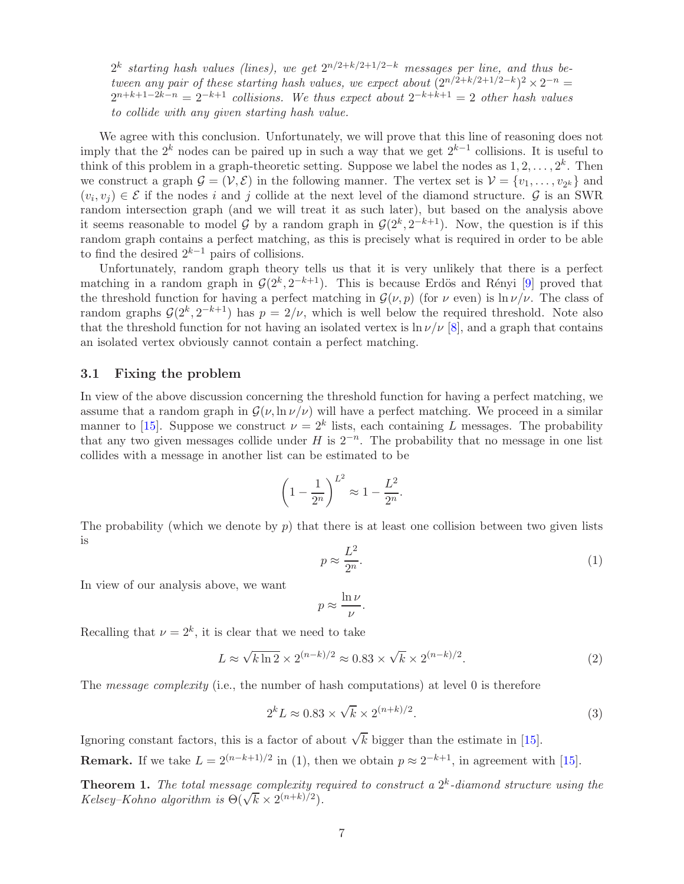*$2^k$ starting hash values (lines), we get $2^{n/2+k/2+1/2-k}$ messages per line, and thus between any pair of these starting hash values, we expect about $(2^{n/2+k/2+1/2-k})^2 \times 2^{-n} = 2^{n+k+1-2k-n} = 2^{-k+1}$ collisions. We thus expect about $2^{-k+k+1} = 2$ other hash values to collide with any given starting hash value.*

We agree with this conclusion. Unfortunately, we will prove that this line of reasoning does not imply that the $2^k$ nodes can be paired up in such a way that we get $2^{k-1}$ collisions. It is useful to think of this problem in a graph-theoretic setting. Suppose we label the nodes as $1, 2, \ldots, 2^k$. Then we construct a graph $\mathcal{G} = (\mathcal{V}, \mathcal{E})$ in the following manner. The vertex set is $\mathcal{V} = \{v_1, \ldots, v_{2^k}\}$ and $(v_i, v_j) \in \mathcal{E}$ if the nodes $i$ and $j$ collide at the next level of the diamond structure. $\mathcal{G}$ is an SWR random intersection graph (and we will treat it as such later), but based on the analysis above it seems reasonable to model $\mathcal{G}$ by a random graph in $\mathcal{G}(2^k, 2^{-k+1})$. Now, the question is if this random graph contains a perfect matching, as this is precisely what is required in order to be able to find the desired $2^{k-1}$ pairs of collisions.

Unfortunately, random graph theory tells us that it is very unlikely that there is a perfect matching in a random graph in $\mathcal{G}(2^k, 2^{-k+1})$. This is because Erdös and Rényi [9] proved that the threshold function for having a perfect matching in $\mathcal{G}(\nu, p)$ (for $\nu$ even) is $\ln \nu/\nu$. The class of random graphs $\mathcal{G}(2^k, 2^{-k+1})$ has $p = 2/\nu$, which is well below the required threshold. Note also that the threshold function for not having an isolated vertex is $\ln \nu/\nu$ [8], and a graph that contains an isolated vertex obviously cannot contain a perfect matching.

### 3.1 Fixing the problem

In view of the above discussion concerning the threshold function for having a perfect matching, we assume that a random graph in $\mathcal{G}(\nu, \ln \nu/\nu)$ will have a perfect matching. We proceed in a similar manner to [15]. Suppose we construct $\nu = 2^k$ lists, each containing $L$ messages. The probability that any two given messages collide under $H$ is $2^{-n}$. The probability that no message in one list collides with a message in another list can be estimated to be

$$\left(1 - \frac{1}{2^n}\right)^{L^2} \approx 1 - \frac{L^2}{2^n}.$$

The probability (which we denote by $p$) that there is at least one collision between two given lists is

$$p \approx \frac{L^2}{2^n}. \tag{1}$$

In view of our analysis above, we want

$$p \approx \frac{\ln \nu}{\nu}.$$

Recalling that $\nu = 2^k$, it is clear that we need to take

$$L \approx \sqrt{k \ln 2} \times 2^{(n-k)/2} \approx 0.83 \times \sqrt{k} \times 2^{(n-k)/2}. \tag{2}$$

The *message complexity* (i.e., the number of hash computations) at level 0 is therefore

$$2^k L \approx 0.83 \times \sqrt{k} \times 2^{(n+k)/2}. \tag{3}$$

Ignoring constant factors, this is a factor of about $\sqrt{k}$ bigger than the estimate in [15].

**Remark.** If we take $L = 2^{(n-k+1)/2}$ in (1), then we obtain $p \approx 2^{-k+1}$, in agreement with [15].

**Theorem 1.** *The total message complexity required to construct a $2^k$-diamond structure using the Kelsey–Kohno algorithm is $\Theta(\sqrt{k} \times 2^{(n+k)/2})$.*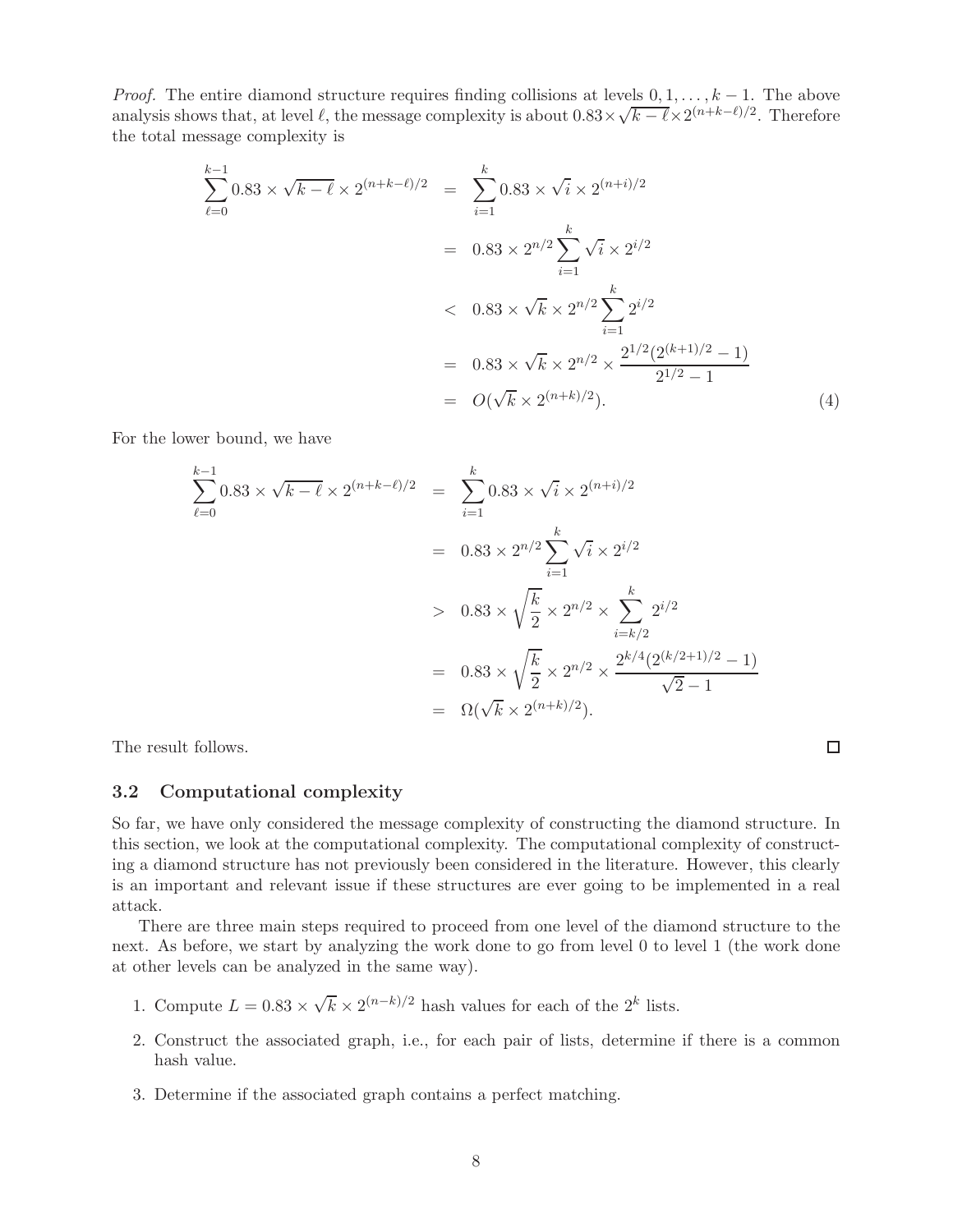*Proof.* The entire diamond structure requires finding collisions at levels $0, 1, \ldots, k-1$. The above analysis shows that, at level $\ell$, the message complexity is about $0.83 \times \sqrt{k-\ell} \times 2^{(n+k-\ell)/2}$. Therefore the total message complexity is

$$
\begin{aligned}
\sum_{\ell=0}^{k-1} 0.83 \times \sqrt{k-\ell} \times 2^{(n+k-\ell)/2} &= \sum_{i=1}^{k} 0.83 \times \sqrt{i} \times 2^{(n+i)/2} \\
&= 0.83 \times 2^{n/2} \sum_{i=1}^{k} \sqrt{i} \times 2^{i/2} \\
&< 0.83 \times \sqrt{k} \times 2^{n/2} \sum_{i=1}^{k} 2^{i/2} \\
&= 0.83 \times \sqrt{k} \times 2^{n/2} \times \frac{2^{1/2}(2^{(k+1)/2}-1)}{2^{1/2}-1} \\
&= O(\sqrt{k} \times 2^{(n+k)/2}). \qquad (4)
\end{aligned}
$$

For the lower bound, we have

$$
\begin{aligned}
\sum_{\ell=0}^{k-1} 0.83 \times \sqrt{k-\ell} \times 2^{(n+k-\ell)/2} &= \sum_{i=1}^{k} 0.83 \times \sqrt{i} \times 2^{(n+i)/2} \\
&= 0.83 \times 2^{n/2} \sum_{i=1}^{k} \sqrt{i} \times 2^{i/2} \\
&> 0.83 \times \sqrt{\frac{k}{2}} \times 2^{n/2} \times \sum_{i=k/2}^{k} 2^{i/2} \\
&= 0.83 \times \sqrt{\frac{k}{2}} \times 2^{n/2} \times \frac{2^{k/4}(2^{(k/2+1)/2}-1)}{\sqrt{2}-1} \\
&= \Omega(\sqrt{k} \times 2^{(n+k)/2}).
\end{aligned}
$$

The result follows. □

### 3.2 Computational complexity

So far, we have only considered the message complexity of constructing the diamond structure. In this section, we look at the computational complexity. The computational complexity of constructing a diamond structure has not previously been considered in the literature. However, this clearly is an important and relevant issue if these structures are ever going to be implemented in a real attack.

There are three main steps required to proceed from one level of the diamond structure to the next. As before, we start by analyzing the work done to go from level 0 to level 1 (the work done at other levels can be analyzed in the same way).

1. Compute $L = 0.83 \times \sqrt{k} \times 2^{(n-k)/2}$ hash values for each of the $2^k$ lists.
2. Construct the associated graph, i.e., for each pair of lists, determine if there is a common hash value.
3. Determine if the associated graph contains a perfect matching.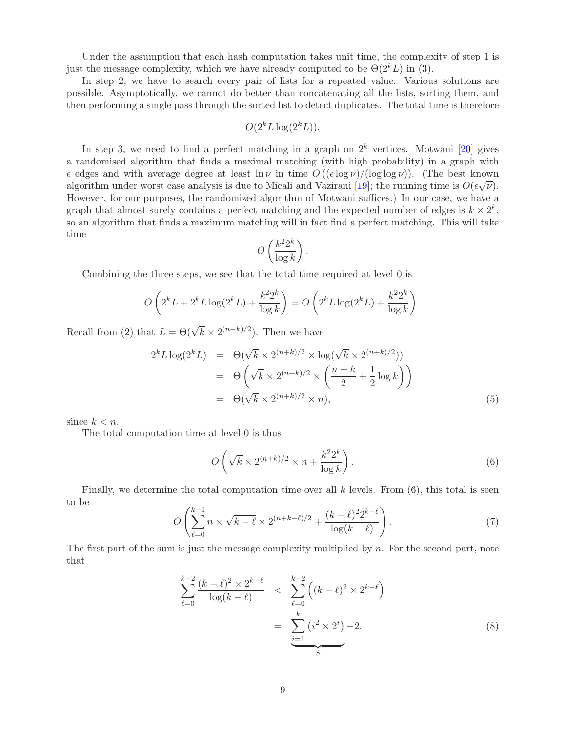Under the assumption that each hash computation takes unit time, the complexity of step 1 is just the message complexity, which we have already computed to be $\Theta(2^k L)$ in (3).

In step 2, we have to search every pair of lists for a repeated value. Various solutions are possible. Asymptotically, we cannot do better than concatenating all the lists, sorting them, and then performing a single pass through the sorted list to detect duplicates. The total time is therefore

$$O(2^k L \log(2^k L)).$$

In step 3, we need to find a perfect matching in a graph on $2^k$ vertices. Motwani [20] gives a randomised algorithm that finds a maximal matching (with high probability) in a graph with $\epsilon$ edges and with average degree at least $\ln \nu$ in time $O\left((\epsilon \log \nu)/(\log \log \nu)\right)$. (The best known algorithm under worst case analysis is due to Micali and Vazirani [19]; the running time is $O(\epsilon\sqrt{\nu})$. However, for our purposes, the randomized algorithm of Motwani suffices.) In our case, we have a graph that almost surely contains a perfect matching and the expected number of edges is $k \times 2^k$, so an algorithm that finds a maximum matching will in fact find a perfect matching. This will take time

$$O\left(\frac{k^2 2^k}{\log k}\right).$$

Combining the three steps, we see that the total time required at level 0 is

$$O\left(2^k L + 2^k L \log(2^k L) + \frac{k^2 2^k}{\log k}\right) = O\left(2^k L \log(2^k L) + \frac{k^2 2^k}{\log k}\right).$$

Recall from (2) that $L = \Theta(\sqrt{k} \times 2^{(n-k)/2})$. Then we have

$$\begin{aligned}
2^k L \log(2^k L) &= \Theta(\sqrt{k} \times 2^{(n+k)/2} \times \log(\sqrt{k} \times 2^{(n+k)/2})) \\
&= \Theta\left(\sqrt{k} \times 2^{(n+k)/2} \times \left(\frac{n+k}{2} + \frac{1}{2}\log k\right)\right) \\
&= \Theta(\sqrt{k} \times 2^{(n+k)/2} \times n), \qquad (5)
\end{aligned}$$

since $k < n$.

The total computation time at level 0 is thus

$$O\left(\sqrt{k} \times 2^{(n+k)/2} \times n + \frac{k^2 2^k}{\log k}\right). \qquad (6)$$

Finally, we determine the total computation time over all $k$ levels. From (6), this total is seen to be

$$O\left(\sum_{\ell=0}^{k-1} n \times \sqrt{k-\ell} \times 2^{(n+k-\ell)/2} + \frac{(k-\ell)^2 2^{k-\ell}}{\log(k-\ell)}\right). \qquad (7)$$

The first part of the sum is just the message complexity multiplied by $n$. For the second part, note that

$$\begin{aligned}
\sum_{\ell=0}^{k-2} \frac{(k-\ell)^2 \times 2^{k-\ell}}{\log(k-\ell)} &< \sum_{\ell=0}^{k-2} \left((k-\ell)^2 \times 2^{k-\ell}\right) \\
&= \underbrace{\sum_{i=1}^{k} \left(i^2 \times 2^i\right)}_{S} - 2. \qquad (8)
\end{aligned}$$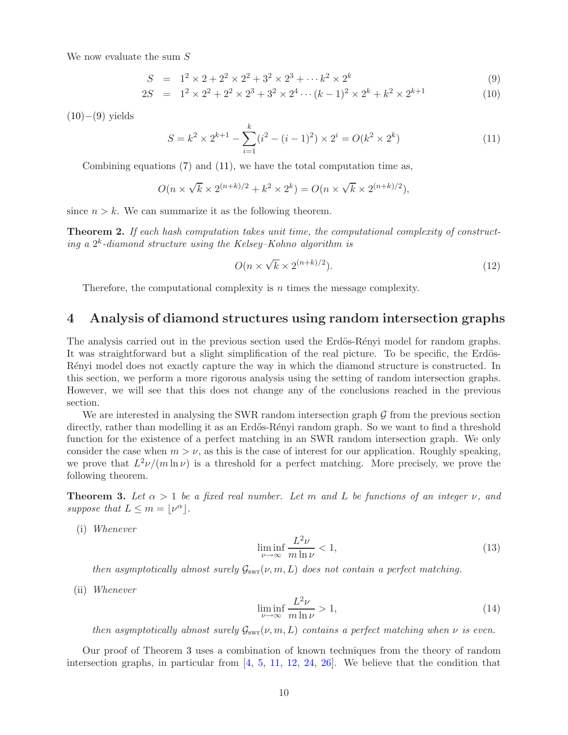We now evaluate the sum $S$

$$
\begin{aligned}
S &= 1^2 \times 2 + 2^2 \times 2^2 + 3^2 \times 2^3 + \cdots k^2 \times 2^k &(9)\\
2S &= 1^2 \times 2^2 + 2^2 \times 2^3 + 3^2 \times 2^4 \cdots (k-1)^2 \times 2^k + k^2 \times 2^{k+1} &(10)
\end{aligned}
$$

(10)−(9) yields

$$
S = k^2 \times 2^{k+1} - \sum_{i=1}^{k} (i^2 - (i-1)^2) \times 2^i = O(k^2 \times 2^k) \tag{11}
$$

Combining equations (7) and (11), we have the total computation time as,

$$
O(n \times \sqrt{k} \times 2^{(n+k)/2} + k^2 \times 2^k) = O(n \times \sqrt{k} \times 2^{(n+k)/2}),
$$

since $n > k$. We can summarize it as the following theorem.

**Theorem 2.** *If each hash computation takes unit time, the computational complexity of constructing a $2^k$-diamond structure using the Kelsey–Kohno algorithm is*

$$
O(n \times \sqrt{k} \times 2^{(n+k)/2}). \tag{12}
$$

Therefore, the computational complexity is $n$ times the message complexity.

## 4 Analysis of diamond structures using random intersection graphs

The analysis carried out in the previous section used the Erdös-Rényi model for random graphs. It was straightforward but a slight simplification of the real picture. To be specific, the Erdös-Rényi model does not exactly capture the way in which the diamond structure is constructed. In this section, we perform a more rigorous analysis using the setting of random intersection graphs. However, we will see that this does not change any of the conclusions reached in the previous section.

We are interested in analysing the SWR random intersection graph $\mathcal{G}$ from the previous section directly, rather than modelling it as an Erdős-Rényi random graph. So we want to find a threshold function for the existence of a perfect matching in an SWR random intersection graph. We only consider the case when $m > \nu$, as this is the case of interest for our application. Roughly speaking, we prove that $L^2\nu/(m \ln \nu)$ is a threshold for a perfect matching. More precisely, we prove the following theorem.

**Theorem 3.** *Let $\alpha > 1$ be a fixed real number. Let $m$ and $L$ be functions of an integer $\nu$, and suppose that $L \leq m = \lfloor \nu^\alpha \rfloor$.*

(i) *Whenever*

$$
\liminf_{\nu \to \infty} \frac{L^2 \nu}{m \ln \nu} < 1, \tag{13}
$$

*then asymptotically almost surely $\mathcal{G}_{\text{swr}}(\nu, m, L)$ does not contain a perfect matching.*

(ii) *Whenever*

$$
\liminf_{\nu \to \infty} \frac{L^2 \nu}{m \ln \nu} > 1, \tag{14}
$$

*then asymptotically almost surely $\mathcal{G}_{\text{swr}}(\nu, m, L)$ contains a perfect matching when $\nu$ is even.*

Our proof of Theorem 3 uses a combination of known techniques from the theory of random intersection graphs, in particular from [4, 5, 11, 12, 24, 26]. We believe that the condition that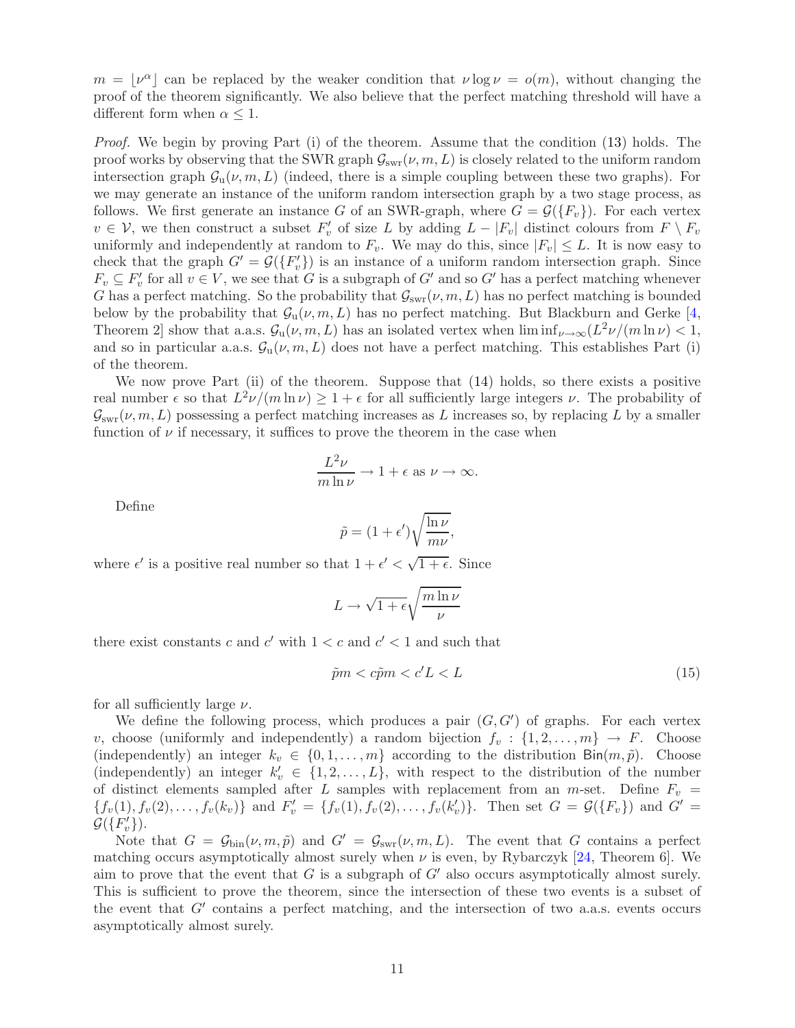$m = \lfloor \nu^\alpha \rfloor$ can be replaced by the weaker condition that $\nu \log \nu = o(m)$, without changing the proof of the theorem significantly. We also believe that the perfect matching threshold will have a different form when $\alpha \leq 1$.

*Proof.* We begin by proving Part (i) of the theorem. Assume that the condition (13) holds. The proof works by observing that the SWR graph $\mathcal{G}_{\rm swr}(\nu, m, L)$ is closely related to the uniform random intersection graph $\mathcal{G}_{\rm u}(\nu, m, L)$ (indeed, there is a simple coupling between these two graphs). For we may generate an instance of the uniform random intersection graph by a two stage process, as follows. We first generate an instance $G$ of an SWR-graph, where $G = \mathcal{G}(\{F_v\})$. For each vertex $v \in \mathcal{V}$, we then construct a subset $F'_v$ of size $L$ by adding $L - |F_v|$ distinct colours from $F \setminus F_v$ uniformly and independently at random to $F_v$. We may do this, since $|F_v| \leq L$. It is now easy to check that the graph $G' = \mathcal{G}(\{F'_v\})$ is an instance of a uniform random intersection graph. Since $F_v \subseteq F'_v$ for all $v \in V$, we see that $G$ is a subgraph of $G'$ and so $G'$ has a perfect matching whenever $G$ has a perfect matching. So the probability that $\mathcal{G}_{\rm swr}(\nu, m, L)$ has no perfect matching is bounded below by the probability that $\mathcal{G}_{\rm u}(\nu, m, L)$ has no perfect matching. But Blackburn and Gerke [4, Theorem 2] show that a.a.s. $\mathcal{G}_{\rm u}(\nu, m, L)$ has an isolated vertex when $\liminf_{\nu\to\infty}(L^2\nu/(m \ln \nu) < 1$, and so in particular a.a.s. $\mathcal{G}_{\rm u}(\nu, m, L)$ does not have a perfect matching. This establishes Part (i) of the theorem.

We now prove Part (ii) of the theorem. Suppose that (14) holds, so there exists a positive real number $\epsilon$ so that $L^2\nu/(m \ln \nu) \geq 1 + \epsilon$ for all sufficiently large integers $\nu$. The probability of $\mathcal{G}_{\rm swr}(\nu, m, L)$ possessing a perfect matching increases as $L$ increases so, by replacing $L$ by a smaller function of $\nu$ if necessary, it suffices to prove the theorem in the case when

$$\frac{L^2\nu}{m \ln \nu} \to 1 + \epsilon \text{ as } \nu \to \infty.$$

Define

$$\tilde{p} = (1 + \epsilon')\sqrt{\frac{\ln \nu}{m\nu}},$$

where $\epsilon'$ is a positive real number so that $1 + \epsilon' < \sqrt{1 + \epsilon}$. Since

$$L \to \sqrt{1+\epsilon}\sqrt{\frac{m \ln \nu}{\nu}}$$

there exist constants $c$ and $c'$ with $1 < c$ and $c' < 1$ and such that

$$\tilde{p}m < c\tilde{p}m < c'L < L \tag{15}$$

for all sufficiently large $\nu$.

We define the following process, which produces a pair $(G, G')$ of graphs. For each vertex $v$, choose (uniformly and independently) a random bijection $f_v : \{1, 2, \dots, m\} \to F$. Choose (independently) an integer $k_v \in \{0, 1, \dots, m\}$ according to the distribution $\mathsf{Bin}(m, \tilde{p})$. Choose (independently) an integer $k'_v \in \{1, 2, \dots, L\}$, with respect to the distribution of the number of distinct elements sampled after $L$ samples with replacement from an $m$-set. Define $F_v = \{f_v(1), f_v(2), \dots, f_v(k_v)\}$ and $F'_v = \{f_v(1), f_v(2), \dots, f_v(k'_v)\}$. Then set $G = \mathcal{G}(\{F_v\})$ and $G' = \mathcal{G}(\{F'_v\})$.

Note that $G = \mathcal{G}_{\rm bin}(\nu, m, \tilde{p})$ and $G' = \mathcal{G}_{\rm swr}(\nu, m, L)$. The event that $G$ contains a perfect matching occurs asymptotically almost surely when $\nu$ is even, by Rybarczyk [24, Theorem 6]. We aim to prove that the event that $G$ is a subgraph of $G'$ also occurs asymptotically almost surely. This is sufficient to prove the theorem, since the intersection of these two events is a subset of the event that $G'$ contains a perfect matching, and the intersection of two a.a.s. events occurs asymptotically almost surely.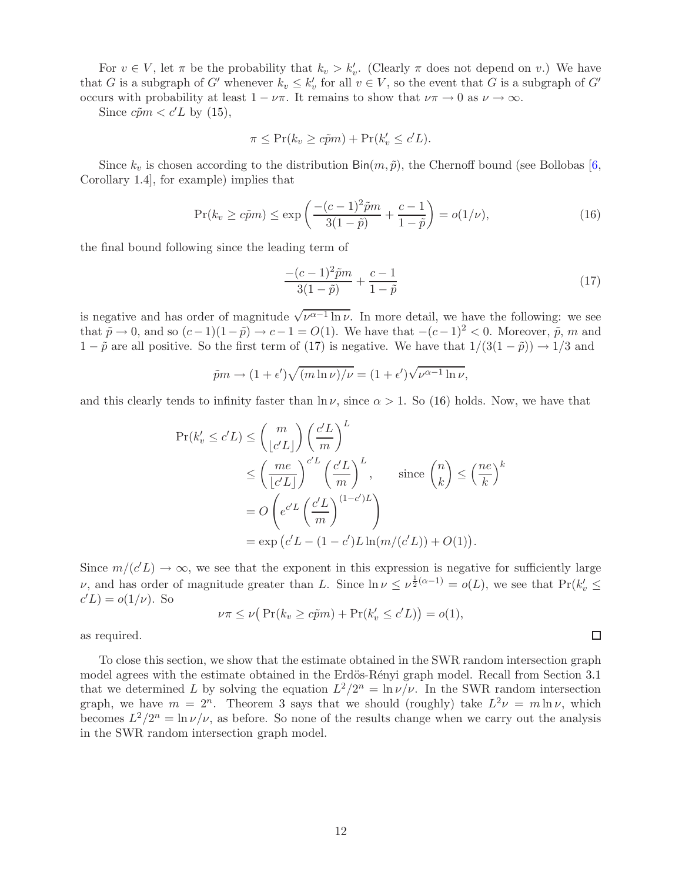For $v \in V$, let $\pi$ be the probability that $k_v > k'_v$. (Clearly $\pi$ does not depend on $v$.) We have that $G$ is a subgraph of $G'$ whenever $k_v \leq k'_v$ for all $v \in V$, so the event that $G$ is a subgraph of $G'$ occurs with probability at least $1 - \nu\pi$. It remains to show that $\nu\pi \to 0$ as $\nu \to \infty$.

Since $c\tilde{p}m < c'L$ by (15),

$$\pi \leq \Pr(k_v \geq c\tilde{p}m) + \Pr(k'_v \leq c'L).$$

Since $k_v$ is chosen according to the distribution $\mathsf{Bin}(m, \tilde{p})$, the Chernoff bound (see Bollobas [6, Corollary 1.4], for example) implies that

$$\Pr(k_v \geq c\tilde{p}m) \leq \exp\left(\frac{-(c-1)^2\tilde{p}m}{3(1-\tilde{p})} + \frac{c-1}{1-\tilde{p}}\right) = o(1/\nu), \tag{16}$$

the final bound following since the leading term of

$$\frac{-(c-1)^2\tilde{p}m}{3(1-\tilde{p})} + \frac{c-1}{1-\tilde{p}} \tag{17}$$

is negative and has order of magnitude $\sqrt{\nu^{\alpha-1}\ln\nu}$. In more detail, we have the following: we see that $\tilde{p} \to 0$, and so $(c-1)(1-\tilde{p}) \to c-1 = O(1)$. We have that $-(c-1)^2 < 0$. Moreover, $\tilde{p}$, $m$ and $1-\tilde{p}$ are all positive. So the first term of (17) is negative. We have that $1/(3(1-\tilde{p})) \to 1/3$ and

$$\tilde{p}m \to (1+\epsilon')\sqrt{(m\ln\nu)/\nu} = (1+\epsilon')\sqrt{\nu^{\alpha-1}\ln\nu},$$

and this clearly tends to infinity faster than $\ln\nu$, since $\alpha > 1$. So (16) holds. Now, we have that

$$\begin{aligned}
\Pr(k'_v \leq c'L) &\leq \binom{m}{\lfloor c'L \rfloor}\left(\frac{c'L}{m}\right)^L \\
&\leq \left(\frac{me}{\lfloor c'L \rfloor}\right)^{c'L}\left(\frac{c'L}{m}\right)^L, \qquad \text{since } \binom{n}{k} \leq \left(\frac{ne}{k}\right)^k \\
&= O\left(e^{c'L}\left(\frac{c'L}{m}\right)^{(1-c')L}\right) \\
&= \exp\left(c'L - (1-c')L\ln(m/(c'L)) + O(1)\right).
\end{aligned}$$

Since $m/(c'L) \to \infty$, we see that the exponent in this expression is negative for sufficiently large $\nu$, and has order of magnitude greater than $L$. Since $\ln\nu \leq \nu^{\frac{1}{2}(\alpha-1)} = o(L)$, we see that $\Pr(k'_v \leq c'L) = o(1/\nu)$. So

$$\nu\pi \leq \nu\big(\Pr(k_v \geq c\tilde{p}m) + \Pr(k'_v \leq c'L)\big) = o(1),$$

as required. □

To close this section, we show that the estimate obtained in the SWR random intersection graph model agrees with the estimate obtained in the Erdös-Rényi graph model. Recall from Section 3.1 that we determined $L$ by solving the equation $L^2/2^n = \ln\nu/\nu$. In the SWR random intersection graph, we have $m = 2^n$. Theorem 3 says that we should (roughly) take $L^2\nu = m\ln\nu$, which becomes $L^2/2^n = \ln\nu/\nu$, as before. So none of the results change when we carry out the analysis in the SWR random intersection graph model.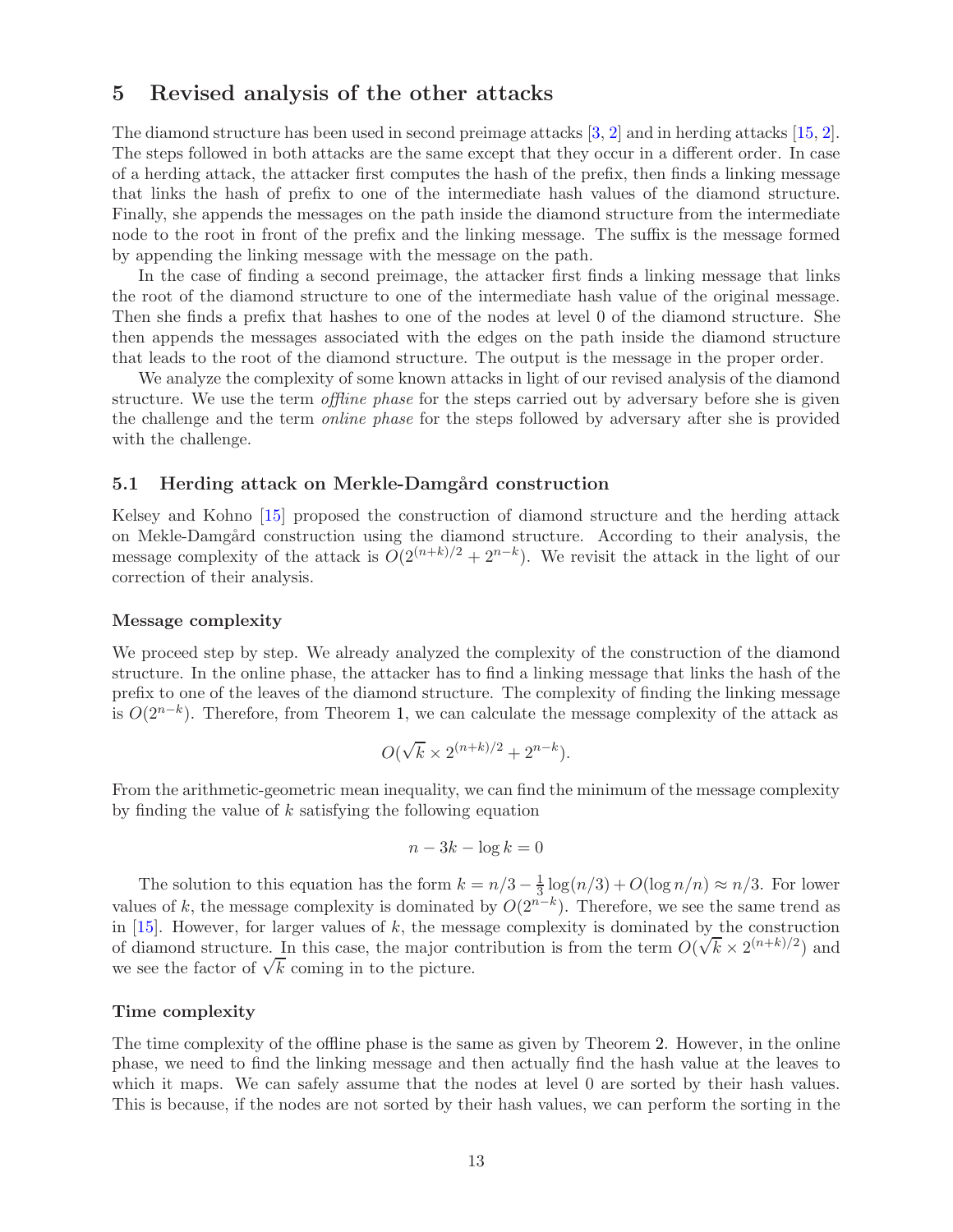## 5 Revised analysis of the other attacks

The diamond structure has been used in second preimage attacks [3, 2] and in herding attacks [15, 2]. The steps followed in both attacks are the same except that they occur in a different order. In case of a herding attack, the attacker first computes the hash of the prefix, then finds a linking message that links the hash of prefix to one of the intermediate hash values of the diamond structure. Finally, she appends the messages on the path inside the diamond structure from the intermediate node to the root in front of the prefix and the linking message. The suffix is the message formed by appending the linking message with the message on the path.

In the case of finding a second preimage, the attacker first finds a linking message that links the root of the diamond structure to one of the intermediate hash value of the original message. Then she finds a prefix that hashes to one of the nodes at level 0 of the diamond structure. She then appends the messages associated with the edges on the path inside the diamond structure that leads to the root of the diamond structure. The output is the message in the proper order.

We analyze the complexity of some known attacks in light of our revised analysis of the diamond structure. We use the term *offline phase* for the steps carried out by adversary before she is given the challenge and the term *online phase* for the steps followed by adversary after she is provided with the challenge.

### 5.1 Herding attack on Merkle-Damgård construction

Kelsey and Kohno [15] proposed the construction of diamond structure and the herding attack on Mekle-Damgård construction using the diamond structure. According to their analysis, the message complexity of the attack is $O(2^{(n+k)/2} + 2^{n-k})$. We revisit the attack in the light of our correction of their analysis.

#### Message complexity

We proceed step by step. We already analyzed the complexity of the construction of the diamond structure. In the online phase, the attacker has to find a linking message that links the hash of the prefix to one of the leaves of the diamond structure. The complexity of finding the linking message is $O(2^{n-k})$. Therefore, from Theorem 1, we can calculate the message complexity of the attack as

$$O(\sqrt{k} \times 2^{(n+k)/2} + 2^{n-k}).$$

From the arithmetic-geometric mean inequality, we can find the minimum of the message complexity by finding the value of $k$ satisfying the following equation

$$n - 3k - \log k = 0$$

The solution to this equation has the form $k = n/3 - \frac{1}{3}\log(n/3) + O(\log n/n) \approx n/3$. For lower values of $k$, the message complexity is dominated by $O(2^{n-k})$. Therefore, we see the same trend as in [15]. However, for larger values of $k$, the message complexity is dominated by the construction of diamond structure. In this case, the major contribution is from the term $O(\sqrt{k} \times 2^{(n+k)/2})$ and we see the factor of $\sqrt{k}$ coming in to the picture.

#### Time complexity

The time complexity of the offline phase is the same as given by Theorem 2. However, in the online phase, we need to find the linking message and then actually find the hash value at the leaves to which it maps. We can safely assume that the nodes at level 0 are sorted by their hash values. This is because, if the nodes are not sorted by their hash values, we can perform the sorting in the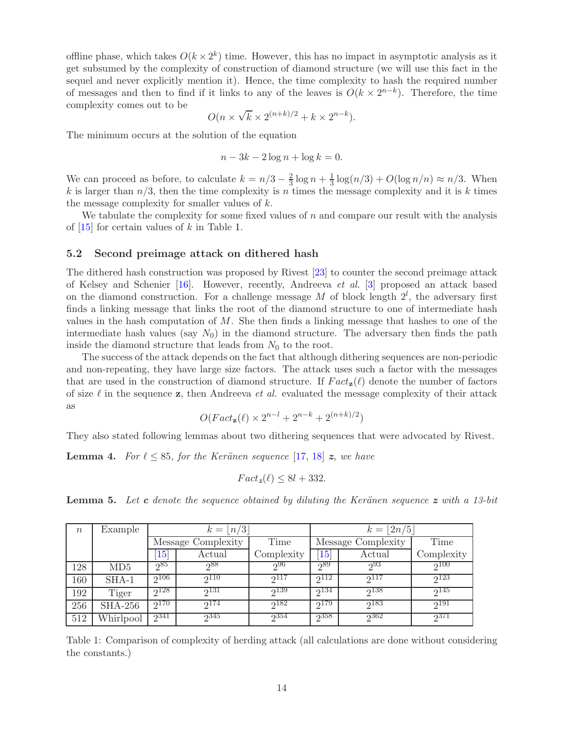offline phase, which takes $O(k \times 2^k)$ time. However, this has no impact in asymptotic analysis as it get subsumed by the complexity of construction of diamond structure (we will use this fact in the sequel and never explicitly mention it). Hence, the time complexity to hash the required number of messages and then to find if it links to any of the leaves is $O(k \times 2^{n-k})$. Therefore, the time complexity comes out to be

$$O(n \times \sqrt{k} \times 2^{(n+k)/2} + k \times 2^{n-k}).$$

The minimum occurs at the solution of the equation

$$n - 3k - 2\log n + \log k = 0.$$

We can proceed as before, to calculate $k = n/3 - \frac{2}{3}\log n + \frac{1}{3}\log(n/3) + O(\log n/n) \approx n/3$. When $k$ is larger than $n/3$, then the time complexity is $n$ times the message complexity and it is $k$ times the message complexity for smaller values of $k$.

We tabulate the complexity for some fixed values of $n$ and compare our result with the analysis of [15] for certain values of $k$ in Table 1.

### 5.2 Second preimage attack on dithered hash

The dithered hash construction was proposed by Rivest [23] to counter the second preimage attack of Kelsey and Schenier [16]. However, recently, Andreeva *et al.* [3] proposed an attack based on the diamond construction. For a challenge message $M$ of block length $2^l$, the adversary first finds a linking message that links the root of the diamond structure to one of intermediate hash values in the hash computation of $M$. She then finds a linking message that hashes to one of the intermediate hash values (say $N_0$) in the diamond structure. The adversary then finds the path inside the diamond structure that leads from $N_0$ to the root.

The success of the attack depends on the fact that although dithering sequences are non-periodic and non-repeating, they have large size factors. The attack uses such a factor with the messages that are used in the construction of diamond structure. If $Fact_{\mathbf{z}}(\ell)$ denote the number of factors of size $\ell$ in the sequence $\mathbf{z}$, then Andreeva *et al.* evaluated the message complexity of their attack as

$$O(Fact_{\mathbf{z}}(\ell) \times 2^{n-l} + 2^{n-k} + 2^{(n+k)/2})$$

They also stated following lemmas about two dithering sequences that were advocated by Rivest.

**Lemma 4.** *For $\ell \le 85$, for the Keränen sequence [17, 18] $\boldsymbol{z}$, we have*

$$Fact_{\boldsymbol{z}}(\ell) \le 8l + 332.$$

**Lemma 5.** *Let $\boldsymbol{c}$ denote the sequence obtained by diluting the Keränen sequence $\boldsymbol{z}$ with a 13-bit*

| $n$ | Example | $k = \lfloor n/3 \rfloor$ | | | $k = \lfloor 2n/5 \rfloor$ | | |
|---|---|---|---|---|---|---|---|
| | | Message Complexity | | Time | Message Complexity | | Time |
| | | [15] | Actual | Complexity | [15] | Actual | Complexity |
| 128 | MD5 | $2^{85}$ | $2^{88}$ | $2^{96}$ | $2^{89}$ | $2^{93}$ | $2^{100}$ |
| 160 | SHA-1 | $2^{106}$ | $2^{110}$ | $2^{117}$ | $2^{112}$ | $2^{117}$ | $2^{123}$ |
| 192 | Tiger | $2^{128}$ | $2^{131}$ | $2^{139}$ | $2^{134}$ | $2^{138}$ | $2^{145}$ |
| 256 | SHA-256 | $2^{170}$ | $2^{174}$ | $2^{182}$ | $2^{179}$ | $2^{183}$ | $2^{191}$ |
| 512 | Whirlpool | $2^{341}$ | $2^{345}$ | $2^{354}$ | $2^{358}$ | $2^{362}$ | $2^{371}$ |

Table 1: Comparison of complexity of herding attack (all calculations are done without considering the constants.)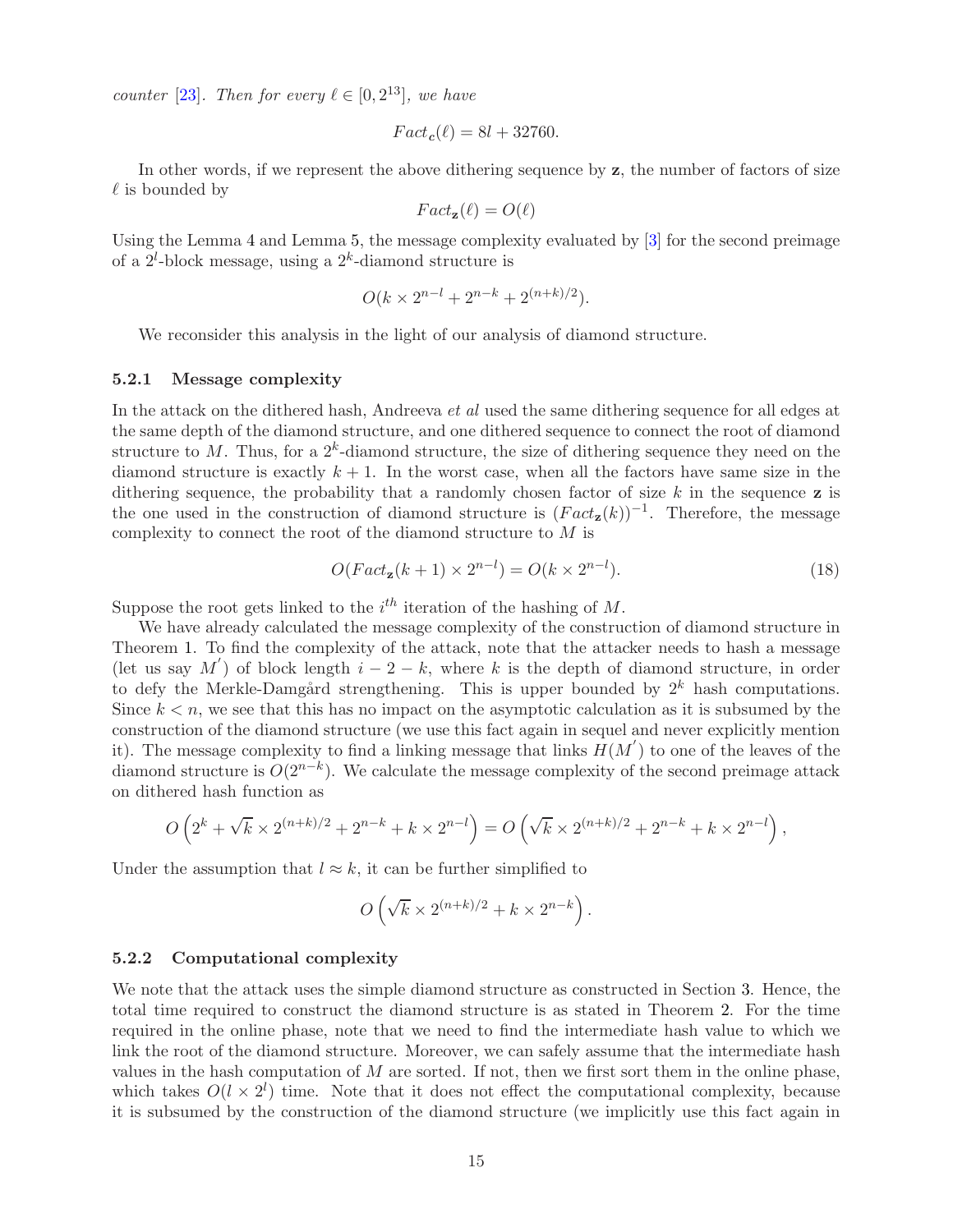*counter* [23]. *Then for every* $\ell \in [0, 2^{13}]$, *we have*

$$Fact_{\mathbf{c}}(\ell) = 8l + 32760.$$

In other words, if we represent the above dithering sequence by $\mathbf{z}$, the number of factors of size $\ell$ is bounded by

$$Fact_{\mathbf{z}}(\ell) = O(\ell)$$

Using the Lemma 4 and Lemma 5, the message complexity evaluated by [3] for the second preimage of a $2^l$-block message, using a $2^k$-diamond structure is

$$O(k \times 2^{n-l} + 2^{n-k} + 2^{(n+k)/2}).$$

We reconsider this analysis in the light of our analysis of diamond structure.

### 5.2.1 Message complexity

In the attack on the dithered hash, Andreeva *et al* used the same dithering sequence for all edges at the same depth of the diamond structure, and one dithered sequence to connect the root of diamond structure to $M$. Thus, for a $2^k$-diamond structure, the size of dithering sequence they need on the diamond structure is exactly $k+1$. In the worst case, when all the factors have same size in the dithering sequence, the probability that a randomly chosen factor of size $k$ in the sequence $\mathbf{z}$ is the one used in the construction of diamond structure is $(Fact_{\mathbf{z}}(k))^{-1}$. Therefore, the message complexity to connect the root of the diamond structure to $M$ is

$$O(Fact_{\mathbf{z}}(k+1) \times 2^{n-l}) = O(k \times 2^{n-l}). \tag{18}$$

Suppose the root gets linked to the $i^{th}$ iteration of the hashing of $M$.

We have already calculated the message complexity of the construction of diamond structure in Theorem 1. To find the complexity of the attack, note that the attacker needs to hash a message (let us say $M'$) of block length $i - 2 - k$, where $k$ is the depth of diamond structure, in order to defy the Merkle-Damgård strengthening. This is upper bounded by $2^k$ hash computations. Since $k < n$, we see that this has no impact on the asymptotic calculation as it is subsumed by the construction of the diamond structure (we use this fact again in sequel and never explicitly mention it). The message complexity to find a linking message that links $H(M')$ to one of the leaves of the diamond structure is $O(2^{n-k})$. We calculate the message complexity of the second preimage attack on dithered hash function as

$$O\left(2^k + \sqrt{k} \times 2^{(n+k)/2} + 2^{n-k} + k \times 2^{n-l}\right) = O\left(\sqrt{k} \times 2^{(n+k)/2} + 2^{n-k} + k \times 2^{n-l}\right),$$

Under the assumption that $l \approx k$, it can be further simplified to

$$O\left(\sqrt{k} \times 2^{(n+k)/2} + k \times 2^{n-k}\right).$$

### 5.2.2 Computational complexity

We note that the attack uses the simple diamond structure as constructed in Section 3. Hence, the total time required to construct the diamond structure is as stated in Theorem 2. For the time required in the online phase, note that we need to find the intermediate hash value to which we link the root of the diamond structure. Moreover, we can safely assume that the intermediate hash values in the hash computation of $M$ are sorted. If not, then we first sort them in the online phase, which takes $O(l \times 2^l)$ time. Note that it does not effect the computational complexity, because it is subsumed by the construction of the diamond structure (we implicitly use this fact again in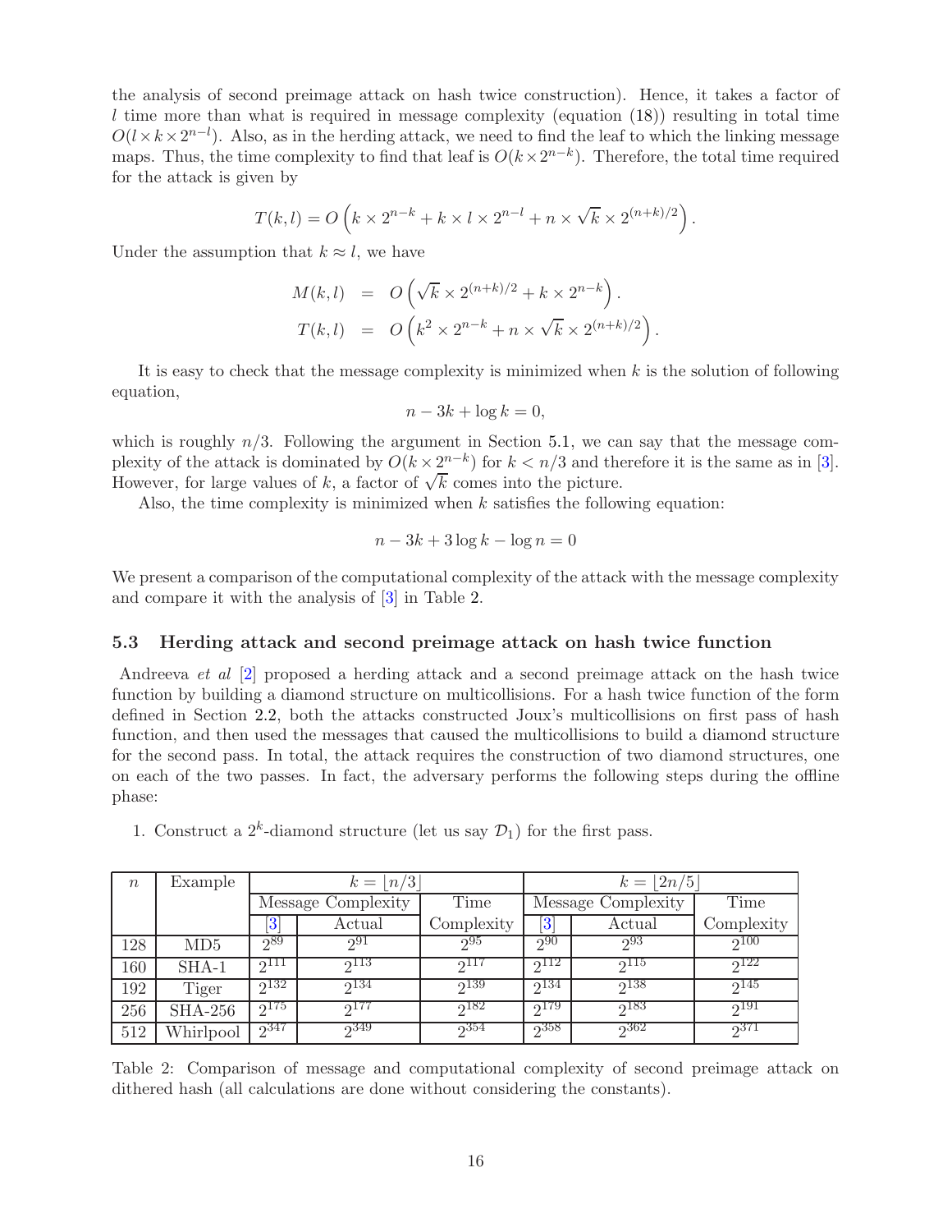the analysis of second preimage attack on hash twice construction). Hence, it takes a factor of $l$ time more than what is required in message complexity (equation (18)) resulting in total time $O(l \times k \times 2^{n-l})$. Also, as in the herding attack, we need to find the leaf to which the linking message maps. Thus, the time complexity to find that leaf is $O(k \times 2^{n-k})$. Therefore, the total time required for the attack is given by

$$T(k,l) = O\left(k \times 2^{n-k} + k \times l \times 2^{n-l} + n \times \sqrt{k} \times 2^{(n+k)/2}\right).$$

Under the assumption that $k \approx l$, we have

$$\begin{aligned} M(k,l) &= O\left(\sqrt{k} \times 2^{(n+k)/2} + k \times 2^{n-k}\right). \\ T(k,l) &= O\left(k^2 \times 2^{n-k} + n \times \sqrt{k} \times 2^{(n+k)/2}\right). \end{aligned}$$

It is easy to check that the message complexity is minimized when $k$ is the solution of following equation,

$$n - 3k + \log k = 0,$$

which is roughly $n/3$. Following the argument in Section 5.1, we can say that the message complexity of the attack is dominated by $O(k \times 2^{n-k})$ for $k < n/3$ and therefore it is the same as in [3]. However, for large values of $k$, a factor of $\sqrt{k}$ comes into the picture.

Also, the time complexity is minimized when $k$ satisfies the following equation:

$$n - 3k + 3\log k - \log n = 0$$

We present a comparison of the computational complexity of the attack with the message complexity and compare it with the analysis of [3] in Table 2.

### 5.3 Herding attack and second preimage attack on hash twice function

Andreeva *et al* [2] proposed a herding attack and a second preimage attack on the hash twice function by building a diamond structure on multicollisions. For a hash twice function of the form defined in Section 2.2, both the attacks constructed Joux's multicollisions on first pass of hash function, and then used the messages that caused the multicollisions to build a diamond structure for the second pass. In total, the attack requires the construction of two diamond structures, one on each of the two passes. In fact, the adversary performs the following steps during the offline phase:

1. Construct a $2^k$-diamond structure (let us say $\mathcal{D}_1$) for the first pass.

| $n$ | Example | $k = \lfloor n/3 \rfloor$ | | | $k = \lfloor 2n/5 \rfloor$ | | |
|---|---|---|---|---|---|---|---|
| | | Message Complexity | | Time | Message Complexity | | Time |
| | | [3] | Actual | Complexity | [3] | Actual | Complexity |
| 128 | MD5 | $2^{89}$ | $2^{91}$ | $2^{95}$ | $2^{90}$ | $2^{93}$ | $2^{100}$ |
| 160 | SHA-1 | $2^{111}$ | $2^{113}$ | $2^{117}$ | $2^{112}$ | $2^{115}$ | $2^{122}$ |
| 192 | Tiger | $2^{132}$ | $2^{134}$ | $2^{139}$ | $2^{134}$ | $2^{138}$ | $2^{145}$ |
| 256 | SHA-256 | $2^{175}$ | $2^{177}$ | $2^{182}$ | $2^{179}$ | $2^{183}$ | $2^{191}$ |
| 512 | Whirlpool | $2^{347}$ | $2^{349}$ | $2^{354}$ | $2^{358}$ | $2^{362}$ | $2^{371}$ |

Table 2: Comparison of message and computational complexity of second preimage attack on dithered hash (all calculations are done without considering the constants).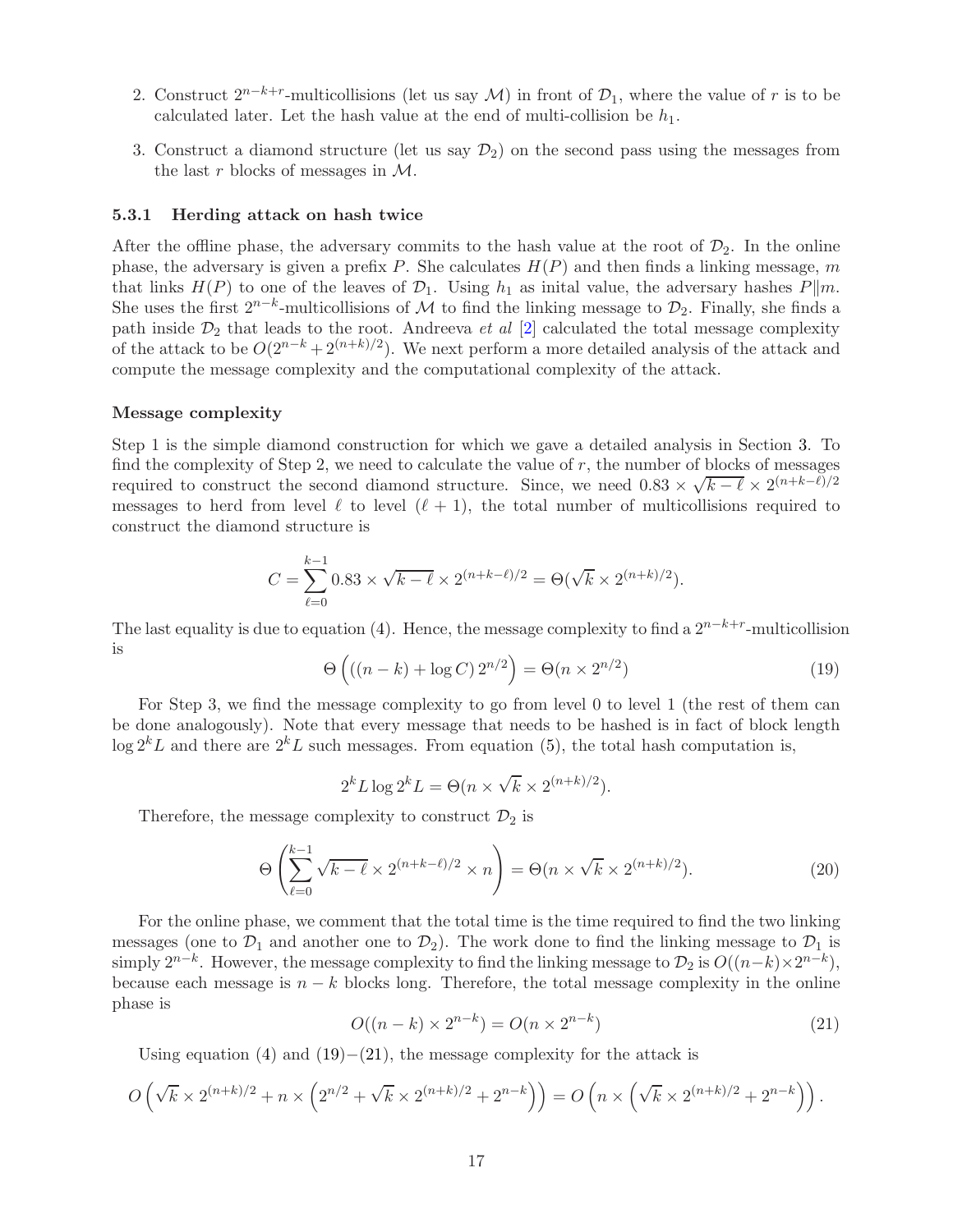2. Construct $2^{n-k+r}$-multicollisions (let us say $\mathcal{M}$) in front of $\mathcal{D}_1$, where the value of $r$ is to be calculated later. Let the hash value at the end of multi-collision be $h_1$.
3. Construct a diamond structure (let us say $\mathcal{D}_2$) on the second pass using the messages from the last $r$ blocks of messages in $\mathcal{M}$.

#### 5.3.1 Herding attack on hash twice

After the offline phase, the adversary commits to the hash value at the root of $\mathcal{D}_2$. In the online phase, the adversary is given a prefix $P$. She calculates $H(P)$ and then finds a linking message, $m$ that links $H(P)$ to one of the leaves of $\mathcal{D}_1$. Using $h_1$ as inital value, the adversary hashes $P\|m$. She uses the first $2^{n-k}$-multicollisions of $\mathcal{M}$ to find the linking message to $\mathcal{D}_2$. Finally, she finds a path inside $\mathcal{D}_2$ that leads to the root. Andreeva *et al* [2] calculated the total message complexity of the attack to be $O(2^{n-k} + 2^{(n+k)/2})$. We next perform a more detailed analysis of the attack and compute the message complexity and the computational complexity of the attack.

**Message complexity**

Step 1 is the simple diamond construction for which we gave a detailed analysis in Section 3. To find the complexity of Step 2, we need to calculate the value of $r$, the number of blocks of messages required to construct the second diamond structure. Since, we need $0.83 \times \sqrt{k-\ell} \times 2^{(n+k-\ell)/2}$ messages to herd from level $\ell$ to level $(\ell+1)$, the total number of multicollisions required to construct the diamond structure is

$$C = \sum_{\ell=0}^{k-1} 0.83 \times \sqrt{k-\ell} \times 2^{(n+k-\ell)/2} = \Theta(\sqrt{k} \times 2^{(n+k)/2}).$$

The last equality is due to equation (4). Hence, the message complexity to find a $2^{n-k+r}$-multicollision is

$$\Theta\left(\left((n-k) + \log C\right) 2^{n/2}\right) = \Theta(n \times 2^{n/2}) \tag{19}$$

For Step 3, we find the message complexity to go from level 0 to level 1 (the rest of them can be done analogously). Note that every message that needs to be hashed is in fact of block length $\log 2^k L$ and there are $2^k L$ such messages. From equation (5), the total hash computation is,

$$2^k L \log 2^k L = \Theta(n \times \sqrt{k} \times 2^{(n+k)/2}).$$

Therefore, the message complexity to construct $\mathcal{D}_2$ is

$$\Theta\left(\sum_{\ell=0}^{k-1} \sqrt{k-\ell} \times 2^{(n+k-\ell)/2} \times n\right) = \Theta(n \times \sqrt{k} \times 2^{(n+k)/2}). \tag{20}$$

For the online phase, we comment that the total time is the time required to find the two linking messages (one to $\mathcal{D}_1$ and another one to $\mathcal{D}_2$). The work done to find the linking message to $\mathcal{D}_1$ is simply $2^{n-k}$. However, the message complexity to find the linking message to $\mathcal{D}_2$ is $O((n-k)\times 2^{n-k})$, because each message is $n-k$ blocks long. Therefore, the total message complexity in the online phase is

$$O((n-k) \times 2^{n-k}) = O(n \times 2^{n-k}) \tag{21}$$

Using equation (4) and (19)$-$(21), the message complexity for the attack is

$$O\left(\sqrt{k} \times 2^{(n+k)/2} + n \times \left(2^{n/2} + \sqrt{k} \times 2^{(n+k)/2} + 2^{n-k}\right)\right) = O\left(n \times \left(\sqrt{k} \times 2^{(n+k)/2} + 2^{n-k}\right)\right).$$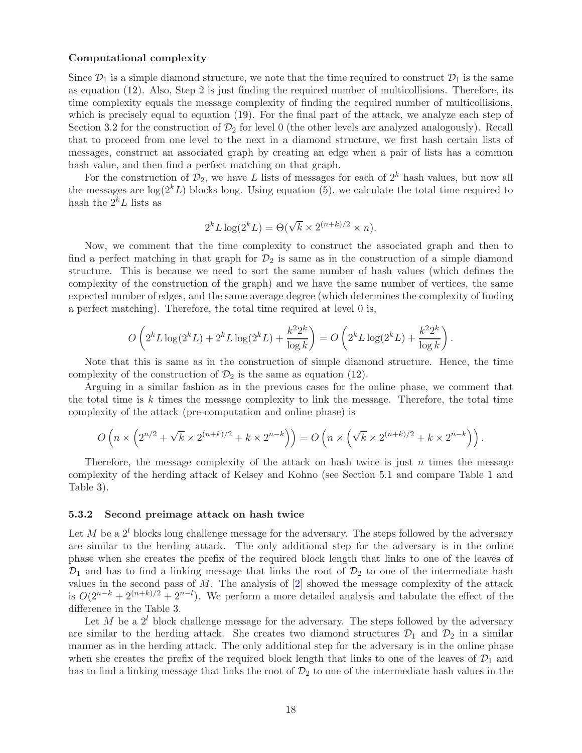**Computational complexity**

Since $\mathcal{D}_1$ is a simple diamond structure, we note that the time required to construct $\mathcal{D}_1$ is the same as equation (12). Also, Step 2 is just finding the required number of multicollisions. Therefore, its time complexity equals the message complexity of finding the required number of multicollisions, which is precisely equal to equation (19). For the final part of the attack, we analyze each step of Section 3.2 for the construction of $\mathcal{D}_2$ for level 0 (the other levels are analyzed analogously). Recall that to proceed from one level to the next in a diamond structure, we first hash certain lists of messages, construct an associated graph by creating an edge when a pair of lists has a common hash value, and then find a perfect matching on that graph.

For the construction of $\mathcal{D}_2$, we have $L$ lists of messages for each of $2^k$ hash values, but now all the messages are $\log(2^k L)$ blocks long. Using equation (5), we calculate the total time required to hash the $2^k L$ lists as

$$2^k L \log(2^k L) = \Theta(\sqrt{k} \times 2^{(n+k)/2} \times n).$$

Now, we comment that the time complexity to construct the associated graph and then to find a perfect matching in that graph for $\mathcal{D}_2$ is same as in the construction of a simple diamond structure. This is because we need to sort the same number of hash values (which defines the complexity of the construction of the graph) and we have the same number of vertices, the same expected number of edges, and the same average degree (which determines the complexity of finding a perfect matching). Therefore, the total time required at level 0 is,

$$O\left(2^k L \log(2^k L) + 2^k L \log(2^k L) + \frac{k^2 2^k}{\log k}\right) = O\left(2^k L \log(2^k L) + \frac{k^2 2^k}{\log k}\right).$$

Note that this is same as in the construction of simple diamond structure. Hence, the time complexity of the construction of $\mathcal{D}_2$ is the same as equation (12).

Arguing in a similar fashion as in the previous cases for the online phase, we comment that the total time is $k$ times the message complexity to link the message. Therefore, the total time complexity of the attack (pre-computation and online phase) is

$$O\left(n \times \left(2^{n/2} + \sqrt{k} \times 2^{(n+k)/2} + k \times 2^{n-k}\right)\right) = O\left(n \times \left(\sqrt{k} \times 2^{(n+k)/2} + k \times 2^{n-k}\right)\right).$$

Therefore, the message complexity of the attack on hash twice is just $n$ times the message complexity of the herding attack of Kelsey and Kohno (see Section 5.1 and compare Table 1 and Table 3).

### 5.3.2 Second preimage attack on hash twice

Let $M$ be a $2^l$ blocks long challenge message for the adversary. The steps followed by the adversary are similar to the herding attack. The only additional step for the adversary is in the online phase when she creates the prefix of the required block length that links to one of the leaves of $\mathcal{D}_1$ and has to find a linking message that links the root of $\mathcal{D}_2$ to one of the intermediate hash values in the second pass of $M$. The analysis of [2] showed the message complexity of the attack is $O(2^{n-k} + 2^{(n+k)/2} + 2^{n-l})$. We perform a more detailed analysis and tabulate the effect of the difference in the Table 3.

Let $M$ be a $2^l$ block challenge message for the adversary. The steps followed by the adversary are similar to the herding attack. She creates two diamond structures $\mathcal{D}_1$ and $\mathcal{D}_2$ in a similar manner as in the herding attack. The only additional step for the adversary is in the online phase when she creates the prefix of the required block length that links to one of the leaves of $\mathcal{D}_1$ and has to find a linking message that links the root of $\mathcal{D}_2$ to one of the intermediate hash values in the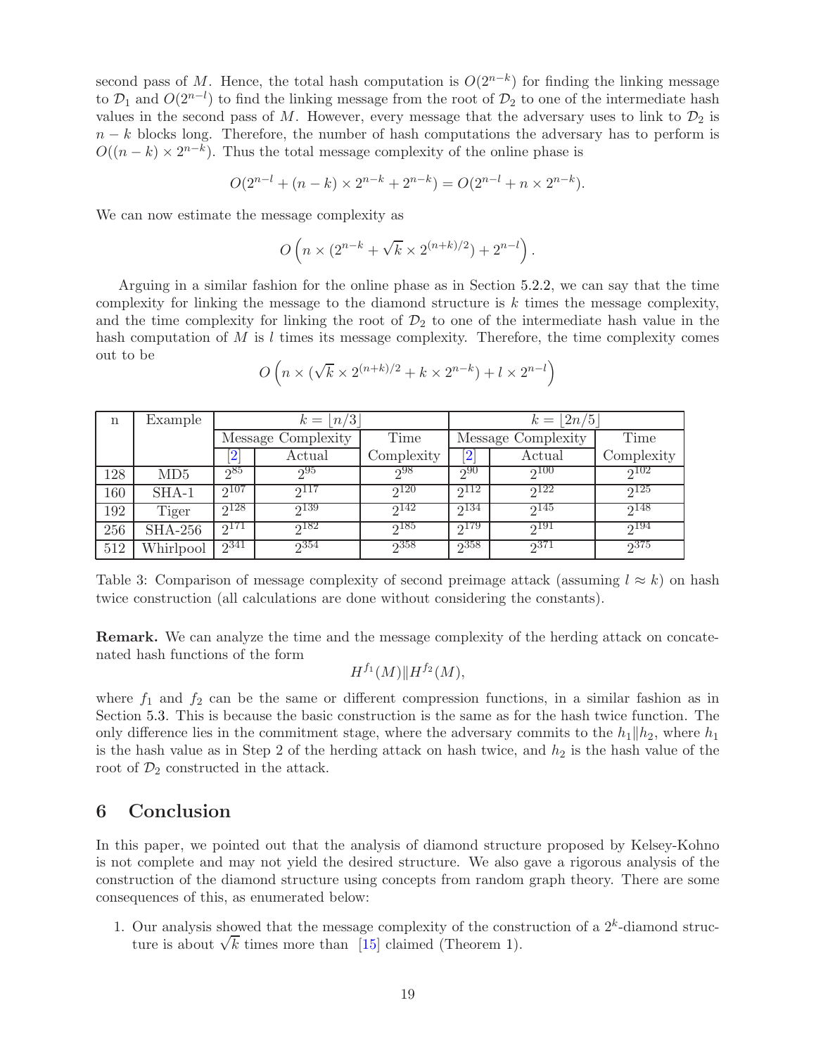second pass of $M$. Hence, the total hash computation is $O(2^{n-k})$ for finding the linking message to $\mathcal{D}_1$ and $O(2^{n-l})$ to find the linking message from the root of $\mathcal{D}_2$ to one of the intermediate hash values in the second pass of $M$. However, every message that the adversary uses to link to $\mathcal{D}_2$ is $n-k$ blocks long. Therefore, the number of hash computations the adversary has to perform is $O((n-k) \times 2^{n-k})$. Thus the total message complexity of the online phase is

$$O(2^{n-l} + (n-k) \times 2^{n-k} + 2^{n-k}) = O(2^{n-l} + n \times 2^{n-k}).$$

We can now estimate the message complexity as

$$O\left(n \times (2^{n-k} + \sqrt{k} \times 2^{(n+k)/2}) + 2^{n-l}\right).$$

Arguing in a similar fashion for the online phase as in Section 5.2.2, we can say that the time complexity for linking the message to the diamond structure is $k$ times the message complexity, and the time complexity for linking the root of $\mathcal{D}_2$ to one of the intermediate hash value in the hash computation of $M$ is $l$ times its message complexity. Therefore, the time complexity comes out to be

$$O\left(n \times (\sqrt{k} \times 2^{(n+k)/2} + k \times 2^{n-k}) + l \times 2^{n-l}\right)$$

| n | Example | $k = \lfloor n/3 \rfloor$ | | | $k = \lfloor 2n/5 \rfloor$ | | |
|---|---|---|---|---|---|---|---|
| | | Message Complexity | | Time | Message Complexity | | Time |
| | | [2] | Actual | Complexity | [2] | Actual | Complexity |
| 128 | MD5 | $2^{85}$ | $2^{95}$ | $2^{98}$ | $2^{90}$ | $2^{100}$ | $2^{102}$ |
| 160 | SHA-1 | $2^{107}$ | $2^{117}$ | $2^{120}$ | $2^{112}$ | $2^{122}$ | $2^{125}$ |
| 192 | Tiger | $2^{128}$ | $2^{139}$ | $2^{142}$ | $2^{134}$ | $2^{145}$ | $2^{148}$ |
| 256 | SHA-256 | $2^{171}$ | $2^{182}$ | $2^{185}$ | $2^{179}$ | $2^{191}$ | $2^{194}$ |
| 512 | Whirlpool | $2^{341}$ | $2^{354}$ | $2^{358}$ | $2^{358}$ | $2^{371}$ | $2^{375}$ |

Table 3: Comparison of message complexity of second preimage attack (assuming $l \approx k$) on hash twice construction (all calculations are done without considering the constants).

**Remark.** We can analyze the time and the message complexity of the herding attack on concatenated hash functions of the form

$$H^{f_1}(M) \| H^{f_2}(M),$$

where $f_1$ and $f_2$ can be the same or different compression functions, in a similar fashion as in Section 5.3. This is because the basic construction is the same as for the hash twice function. The only difference lies in the commitment stage, where the adversary commits to the $h_1 \| h_2$, where $h_1$ is the hash value as in Step 2 of the herding attack on hash twice, and $h_2$ is the hash value of the root of $\mathcal{D}_2$ constructed in the attack.

## 6 Conclusion

In this paper, we pointed out that the analysis of diamond structure proposed by Kelsey-Kohno is not complete and may not yield the desired structure. We also gave a rigorous analysis of the construction of the diamond structure using concepts from random graph theory. There are some consequences of this, as enumerated below:

1. Our analysis showed that the message complexity of the construction of a $2^k$-diamond structure is about $\sqrt{k}$ times more than [15] claimed (Theorem 1).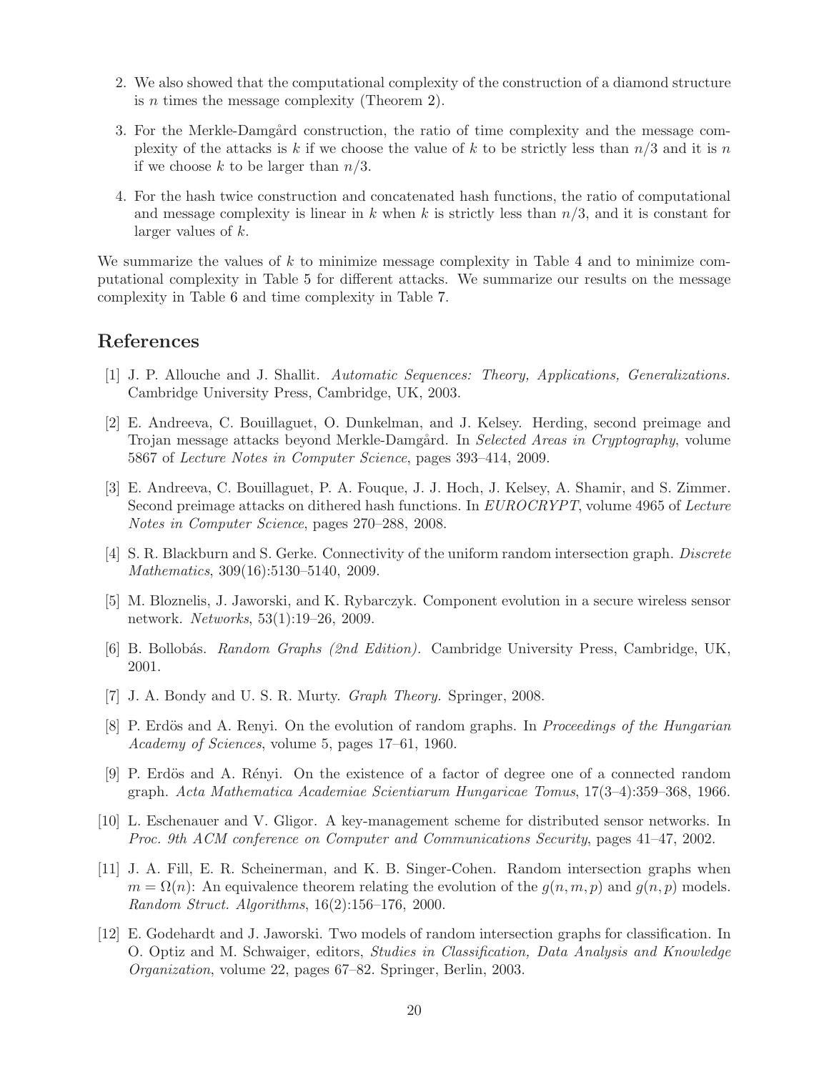2. We also showed that the computational complexity of the construction of a diamond structure is $n$ times the message complexity (Theorem 2).

3. For the Merkle-Damgård construction, the ratio of time complexity and the message complexity of the attacks is $k$ if we choose the value of $k$ to be strictly less than $n/3$ and it is $n$ if we choose $k$ to be larger than $n/3$.

4. For the hash twice construction and concatenated hash functions, the ratio of computational and message complexity is linear in $k$ when $k$ is strictly less than $n/3$, and it is constant for larger values of $k$.

We summarize the values of $k$ to minimize message complexity in Table 4 and to minimize computational complexity in Table 5 for different attacks. We summarize our results on the message complexity in Table 6 and time complexity in Table 7.

## References

[1] J. P. Allouche and J. Shallit. *Automatic Sequences: Theory, Applications, Generalizations.* Cambridge University Press, Cambridge, UK, 2003.

[2] E. Andreeva, C. Bouillaguet, O. Dunkelman, and J. Kelsey. Herding, second preimage and Trojan message attacks beyond Merkle-Damgård. In *Selected Areas in Cryptography*, volume 5867 of *Lecture Notes in Computer Science*, pages 393–414, 2009.

[3] E. Andreeva, C. Bouillaguet, P. A. Fouque, J. J. Hoch, J. Kelsey, A. Shamir, and S. Zimmer. Second preimage attacks on dithered hash functions. In *EUROCRYPT*, volume 4965 of *Lecture Notes in Computer Science*, pages 270–288, 2008.

[4] S. R. Blackburn and S. Gerke. Connectivity of the uniform random intersection graph. *Discrete Mathematics*, 309(16):5130–5140, 2009.

[5] M. Bloznelis, J. Jaworski, and K. Rybarczyk. Component evolution in a secure wireless sensor network. *Networks*, 53(1):19–26, 2009.

[6] B. Bollobás. *Random Graphs (2nd Edition).* Cambridge University Press, Cambridge, UK, 2001.

[7] J. A. Bondy and U. S. R. Murty. *Graph Theory.* Springer, 2008.

[8] P. Erdös and A. Renyi. On the evolution of random graphs. In *Proceedings of the Hungarian Academy of Sciences*, volume 5, pages 17–61, 1960.

[9] P. Erdös and A. Rényi. On the existence of a factor of degree one of a connected random graph. *Acta Mathematica Academiae Scientiarum Hungaricae Tomus*, 17(3–4):359–368, 1966.

[10] L. Eschenauer and V. Gligor. A key-management scheme for distributed sensor networks. In *Proc. 9th ACM conference on Computer and Communications Security*, pages 41–47, 2002.

[11] J. A. Fill, E. R. Scheinerman, and K. B. Singer-Cohen. Random intersection graphs when $m = \Omega(n)$: An equivalence theorem relating the evolution of the $g(n, m, p)$ and $g(n, p)$ models. *Random Struct. Algorithms*, 16(2):156–176, 2000.

[12] E. Godehardt and J. Jaworski. Two models of random intersection graphs for classification. In O. Optiz and M. Schwaiger, editors, *Studies in Classification, Data Analysis and Knowledge Organization*, volume 22, pages 67–82. Springer, Berlin, 2003.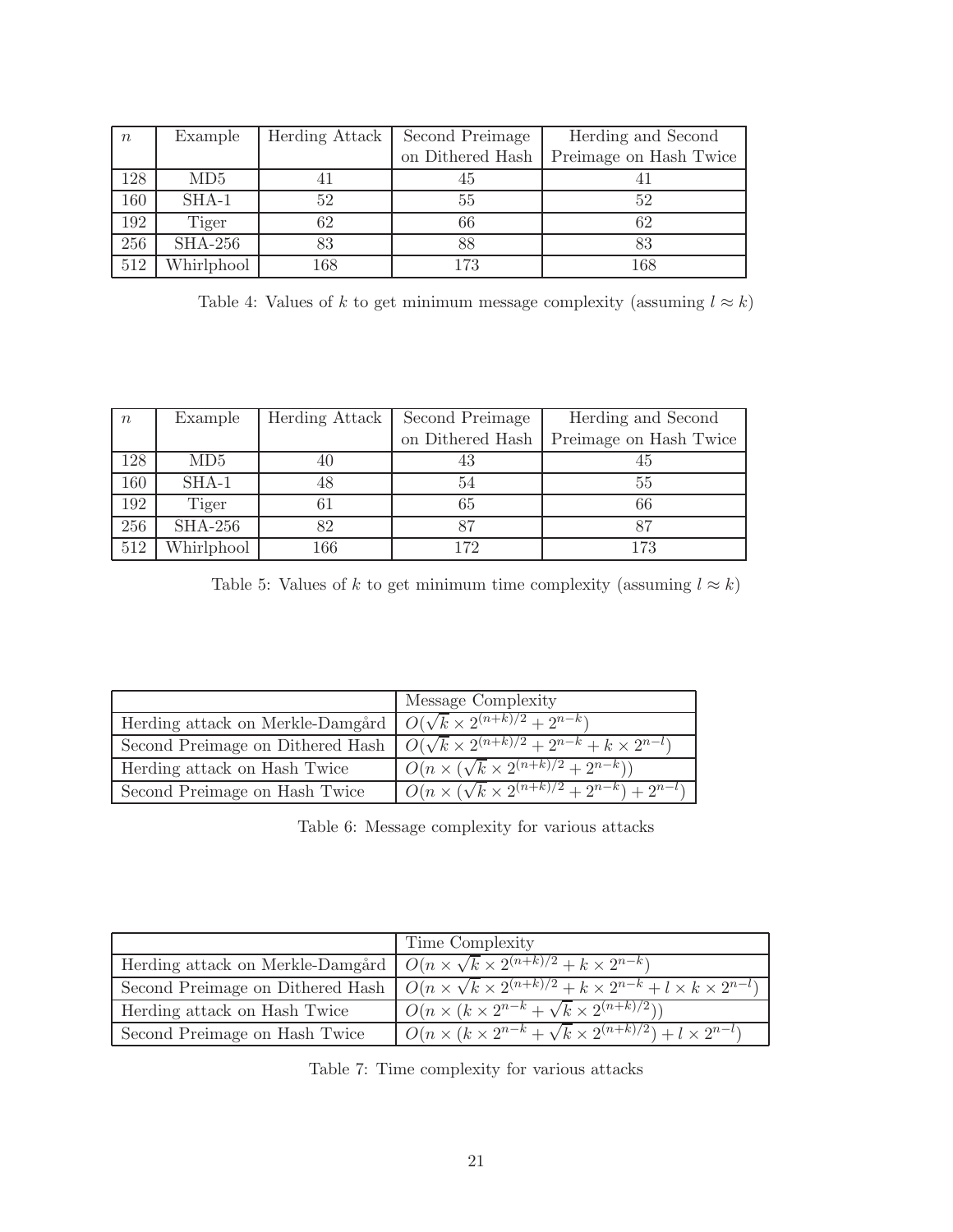| $n$ | Example | Herding Attack | Second Preimage on Dithered Hash | Herding and Second Preimage on Hash Twice |
|---|---|---|---|---|
| 128 | MD5 | 41 | 45 | 41 |
| 160 | SHA-1 | 52 | 55 | 52 |
| 192 | Tiger | 62 | 66 | 62 |
| 256 | SHA-256 | 83 | 88 | 83 |
| 512 | Whirlphool | 168 | 173 | 168 |

Table 4: Values of $k$ to get minimum message complexity (assuming $l \approx k$)

| $n$ | Example | Herding Attack | Second Preimage on Dithered Hash | Herding and Second Preimage on Hash Twice |
|---|---|---|---|---|
| 128 | MD5 | 40 | 43 | 45 |
| 160 | SHA-1 | 48 | 54 | 55 |
| 192 | Tiger | 61 | 65 | 66 |
| 256 | SHA-256 | 82 | 87 | 87 |
| 512 | Whirlphool | 166 | 172 | 173 |

Table 5: Values of $k$ to get minimum time complexity (assuming $l \approx k$)

| | Message Complexity |
|---|---|
| Herding attack on Merkle-Damgård | $O(\sqrt{k} \times 2^{(n+k)/2} + 2^{n-k})$ |
| Second Preimage on Dithered Hash | $O(\sqrt{k} \times 2^{(n+k)/2} + 2^{n-k} + k \times 2^{n-l})$ |
| Herding attack on Hash Twice | $O(n \times (\sqrt{k} \times 2^{(n+k)/2} + 2^{n-k}))$ |
| Second Preimage on Hash Twice | $O(n \times (\sqrt{k} \times 2^{(n+k)/2} + 2^{n-k}) + 2^{n-l})$ |

Table 6: Message complexity for various attacks

| | Time Complexity |
|---|---|
| Herding attack on Merkle-Damgård | $O(n \times \sqrt{k} \times 2^{(n+k)/2} + k \times 2^{n-k})$ |
| Second Preimage on Dithered Hash | $O(n \times \sqrt{k} \times 2^{(n+k)/2} + k \times 2^{n-k} + l \times k \times 2^{n-l})$ |
| Herding attack on Hash Twice | $O(n \times (k \times 2^{n-k} + \sqrt{k} \times 2^{(n+k)/2}))$ |
| Second Preimage on Hash Twice | $O(n \times (k \times 2^{n-k} + \sqrt{k} \times 2^{(n+k)/2}) + l \times 2^{n-l})$ |

Table 7: Time complexity for various attacks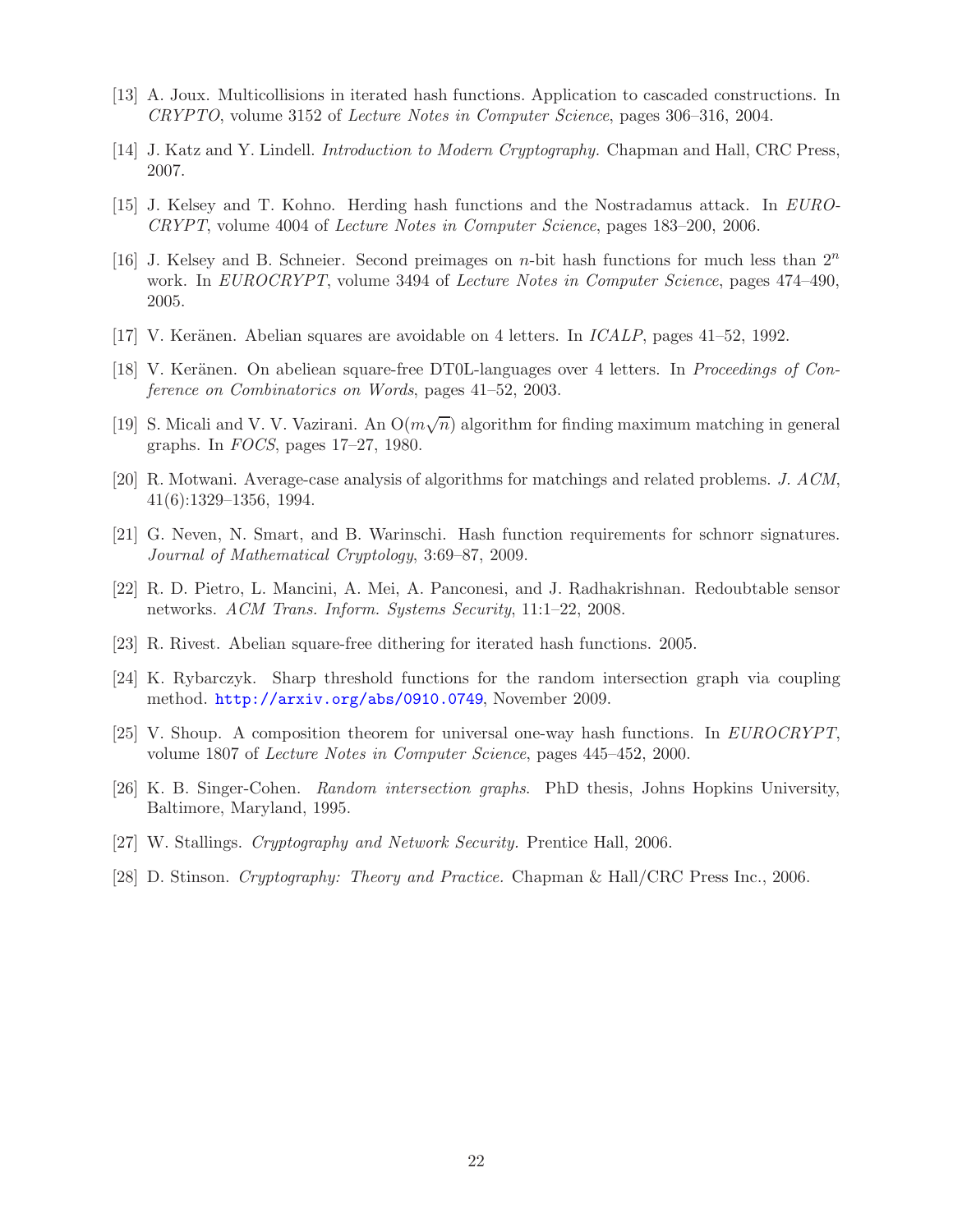[13] A. Joux. Multicollisions in iterated hash functions. Application to cascaded constructions. In *CRYPTO*, volume 3152 of *Lecture Notes in Computer Science*, pages 306–316, 2004.

[14] J. Katz and Y. Lindell. *Introduction to Modern Cryptography.* Chapman and Hall, CRC Press, 2007.

[15] J. Kelsey and T. Kohno. Herding hash functions and the Nostradamus attack. In *EUROCRYPT*, volume 4004 of *Lecture Notes in Computer Science*, pages 183–200, 2006.

[16] J. Kelsey and B. Schneier. Second preimages on $n$-bit hash functions for much less than $2^n$ work. In *EUROCRYPT*, volume 3494 of *Lecture Notes in Computer Science*, pages 474–490, 2005.

[17] V. Keränen. Abelian squares are avoidable on 4 letters. In *ICALP*, pages 41–52, 1992.

[18] V. Keränen. On abeliean square-free DT0L-languages over 4 letters. In *Proceedings of Conference on Combinatorics on Words*, pages 41–52, 2003.

[19] S. Micali and V. V. Vazirani. An $O(m\sqrt{n})$ algorithm for finding maximum matching in general graphs. In *FOCS*, pages 17–27, 1980.

[20] R. Motwani. Average-case analysis of algorithms for matchings and related problems. *J. ACM*, 41(6):1329–1356, 1994.

[21] G. Neven, N. Smart, and B. Warinschi. Hash function requirements for schnorr signatures. *Journal of Mathematical Cryptology*, 3:69–87, 2009.

[22] R. D. Pietro, L. Mancini, A. Mei, A. Panconesi, and J. Radhakrishnan. Redoubtable sensor networks. *ACM Trans. Inform. Systems Security*, 11:1–22, 2008.

[23] R. Rivest. Abelian square-free dithering for iterated hash functions. 2005.

[24] K. Rybarczyk. Sharp threshold functions for the random intersection graph via coupling method. http://arxiv.org/abs/0910.0749, November 2009.

[25] V. Shoup. A composition theorem for universal one-way hash functions. In *EUROCRYPT*, volume 1807 of *Lecture Notes in Computer Science*, pages 445–452, 2000.

[26] K. B. Singer-Cohen. *Random intersection graphs.* PhD thesis, Johns Hopkins University, Baltimore, Maryland, 1995.

[27] W. Stallings. *Cryptography and Network Security.* Prentice Hall, 2006.

[28] D. Stinson. *Cryptography: Theory and Practice.* Chapman & Hall/CRC Press Inc., 2006.